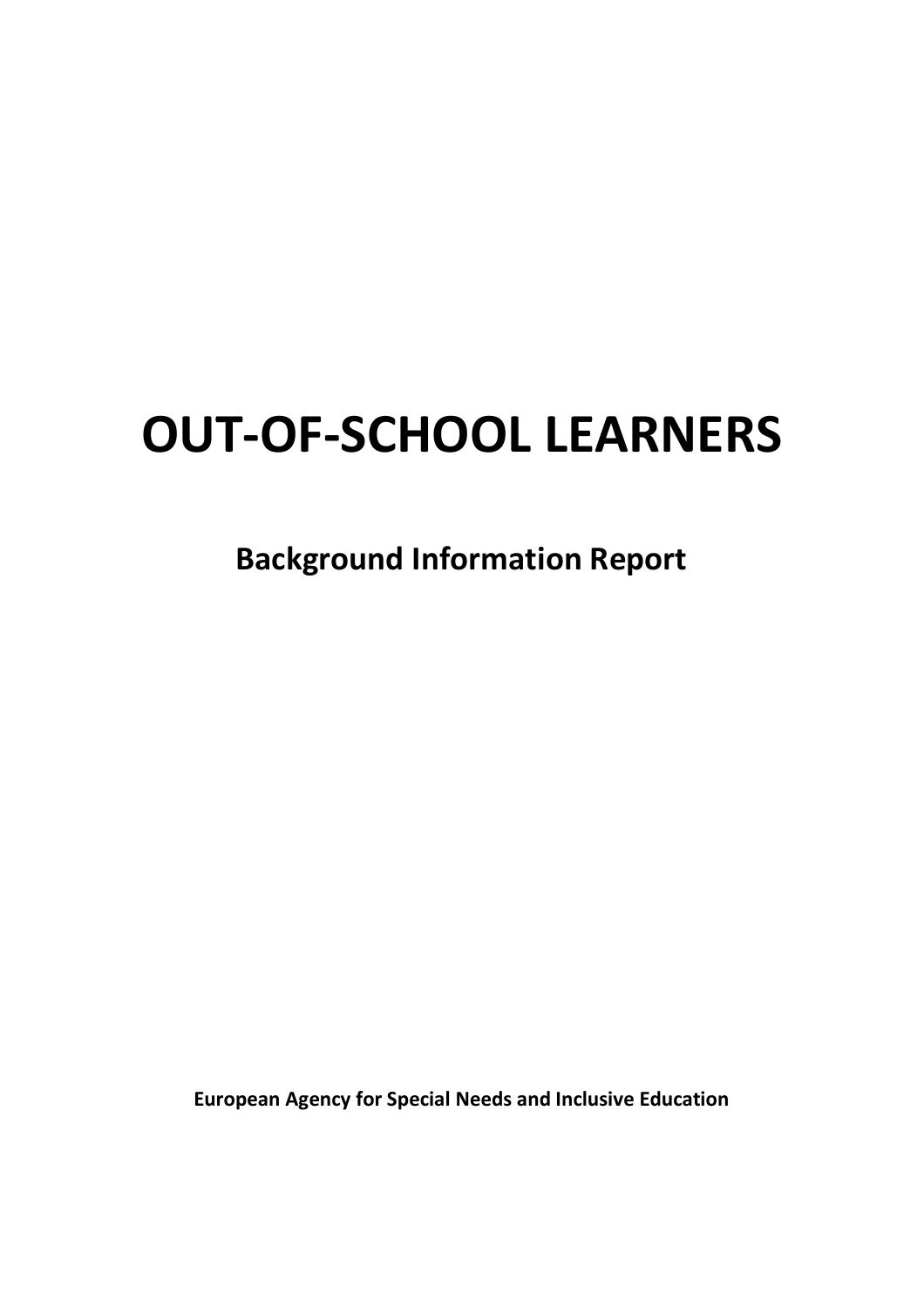# OUT-OF-SCHOOL LEARNERS

## Background Information Report

**European Agency for Special Needs and Inclusive Education**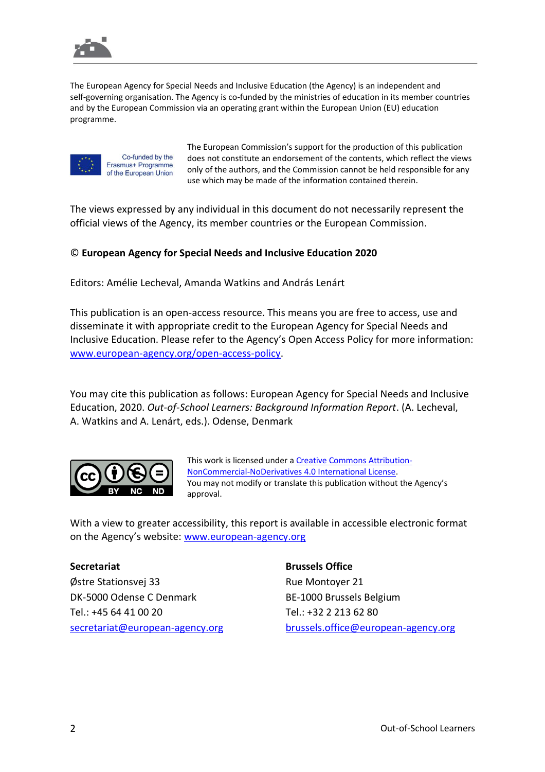The European Agency for Special Needs and Inclusive Education (the Agency) is an independent and self-governing organisation. The Agency is co-funded by the ministries of education in its member countries and by the European Commission via an operating grant within the European Union (EU) education programme.

Co-funded by the Erasmus+ Programme of the European Union

The European Commission's support for the production of this publication does not constitute an endorsement of the contents, which reflect the views only of the authors, and the Commission cannot be held responsible for any use which may be made of the information contained therein.

The views expressed by any individual in this document do not necessarily represent the official views of the Agency, its member countries or the European Commission.

**© European Agency for Special Needs and Inclusive Education 2020**

Editors: Amélie Lecheval, Amanda Watkins and András Lenárt

This publication is an open-access resource. This means you are free to access, use and disseminate it with appropriate credit to the European Agency for Special Needs and Inclusive Education. Please refer to the Agency's Open Access Policy for more information: [www.european-agency.org/open-access-policy](www.european-agency.org/open-access-policy).

You may cite this publication as follows: European Agency for Special Needs and Inclusive Education, 2020. *Out-of-School Learners: Background Information Report*. (A. Lecheval, A. Watkins and A. Lenárt, eds.). Odense, Denmark

This work is licensed under a Creative Commons Attribution-NonCommercial-NoDerivatives 4.0 International License. You may not modify or translate this publication without the Agency's approval.

With a view to greater accessibility, this report is available in accessible electronic format on the Agency's website: [www.european-agency.org](www.european-agency.org)

**Secretariat**
Østre Stationsvej 33
DK-5000 Odense C Denmark
Tel.: +45 64 41 00 20
secretariat@european-agency.org

**Brussels Office**
Rue Montoyer 21
BE-1000 Brussels Belgium
Tel.: +32 2 213 62 80
brussels.office@european-agency.org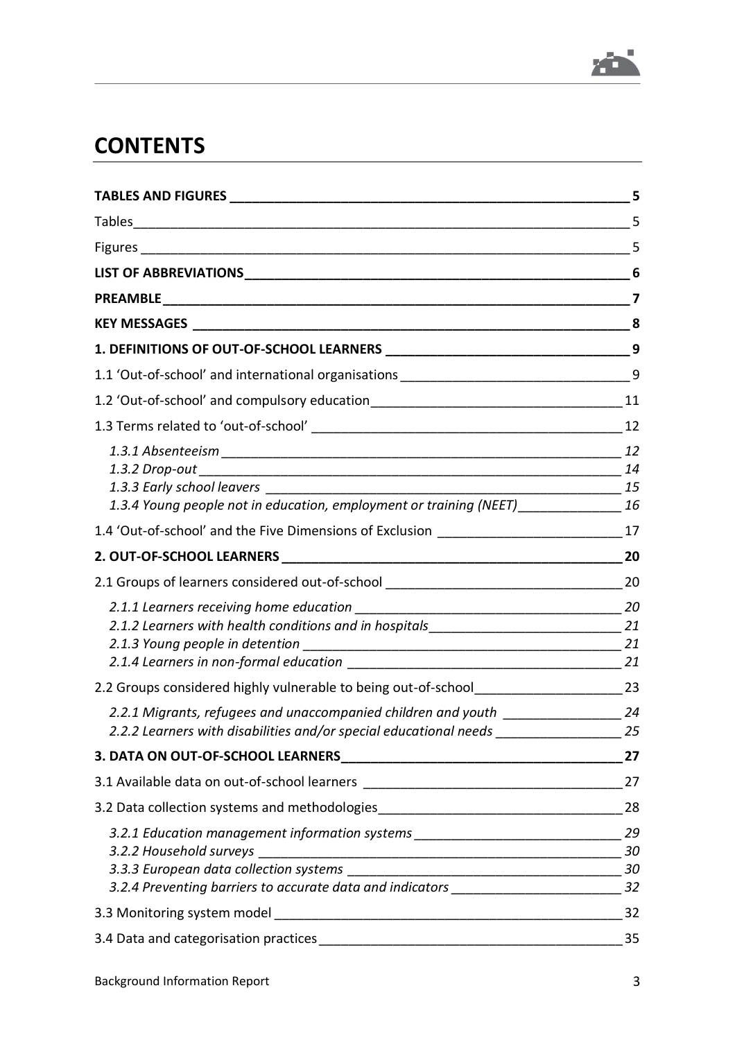# CONTENTS

**TABLES AND FIGURES** 5

Tables 5

Figures 5

**LIST OF ABBREVIATIONS** 6

**PREAMBLE** 7

**KEY MESSAGES** 8

**1. DEFINITIONS OF OUT-OF-SCHOOL LEARNERS** 9

1.1 'Out-of-school' and international organisations 9

1.2 'Out-of-school' and compulsory education 11

1.3 Terms related to 'out-of-school' 12

*1.3.1 Absenteeism* 12

*1.3.2 Drop-out* 14

*1.3.3 Early school leavers* 15

*1.3.4 Young people not in education, employment or training (NEET)* 16

1.4 'Out-of-school' and the Five Dimensions of Exclusion 17

**2. OUT-OF-SCHOOL LEARNERS** 20

2.1 Groups of learners considered out-of-school 20

*2.1.1 Learners receiving home education* 20

*2.1.2 Learners with health conditions and in hospitals* 21

*2.1.3 Young people in detention* 21

*2.1.4 Learners in non-formal education* 21

2.2 Groups considered highly vulnerable to being out-of-school 23

*2.2.1 Migrants, refugees and unaccompanied children and youth* 24

*2.2.2 Learners with disabilities and/or special educational needs* 25

**3. DATA ON OUT-OF-SCHOOL LEARNERS** 27

3.1 Available data on out-of-school learners 27

3.2 Data collection systems and methodologies 28

*3.2.1 Education management information systems* 29

*3.2.2 Household surveys* 30

*3.3.3 European data collection systems* 30

*3.2.4 Preventing barriers to accurate data and indicators* 32

3.3 Monitoring system model 32

3.4 Data and categorisation practices 35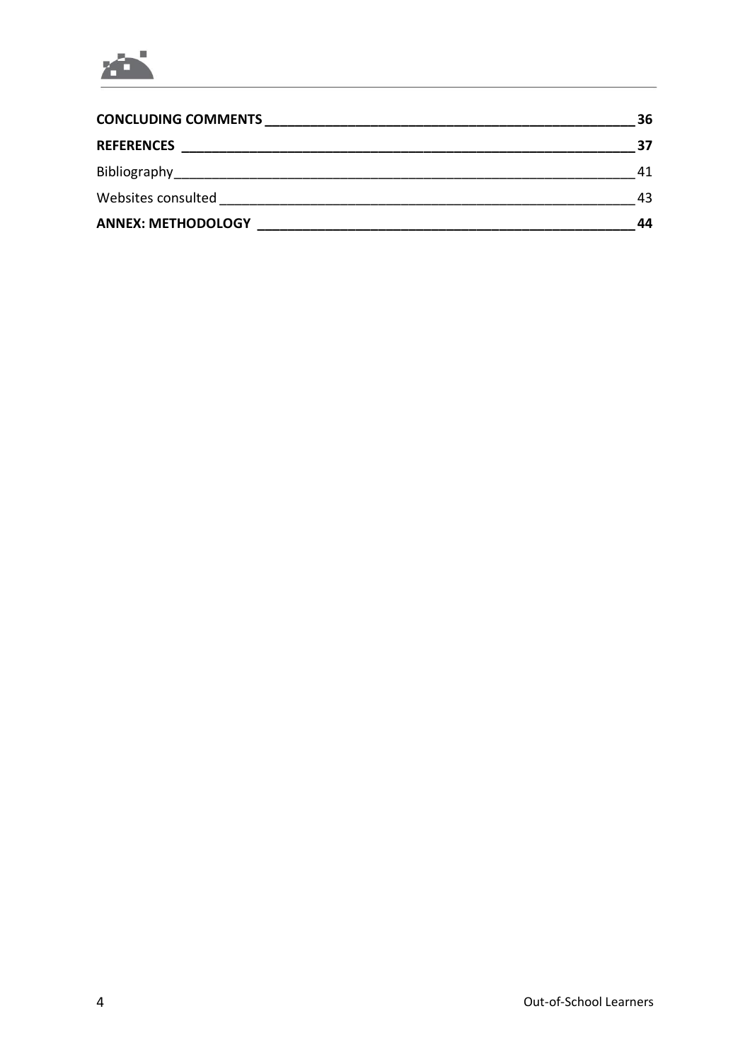**CONCLUDING COMMENTS** 36

**REFERENCES** 37

Bibliography 41

Websites consulted 43

**ANNEX: METHODOLOGY** 44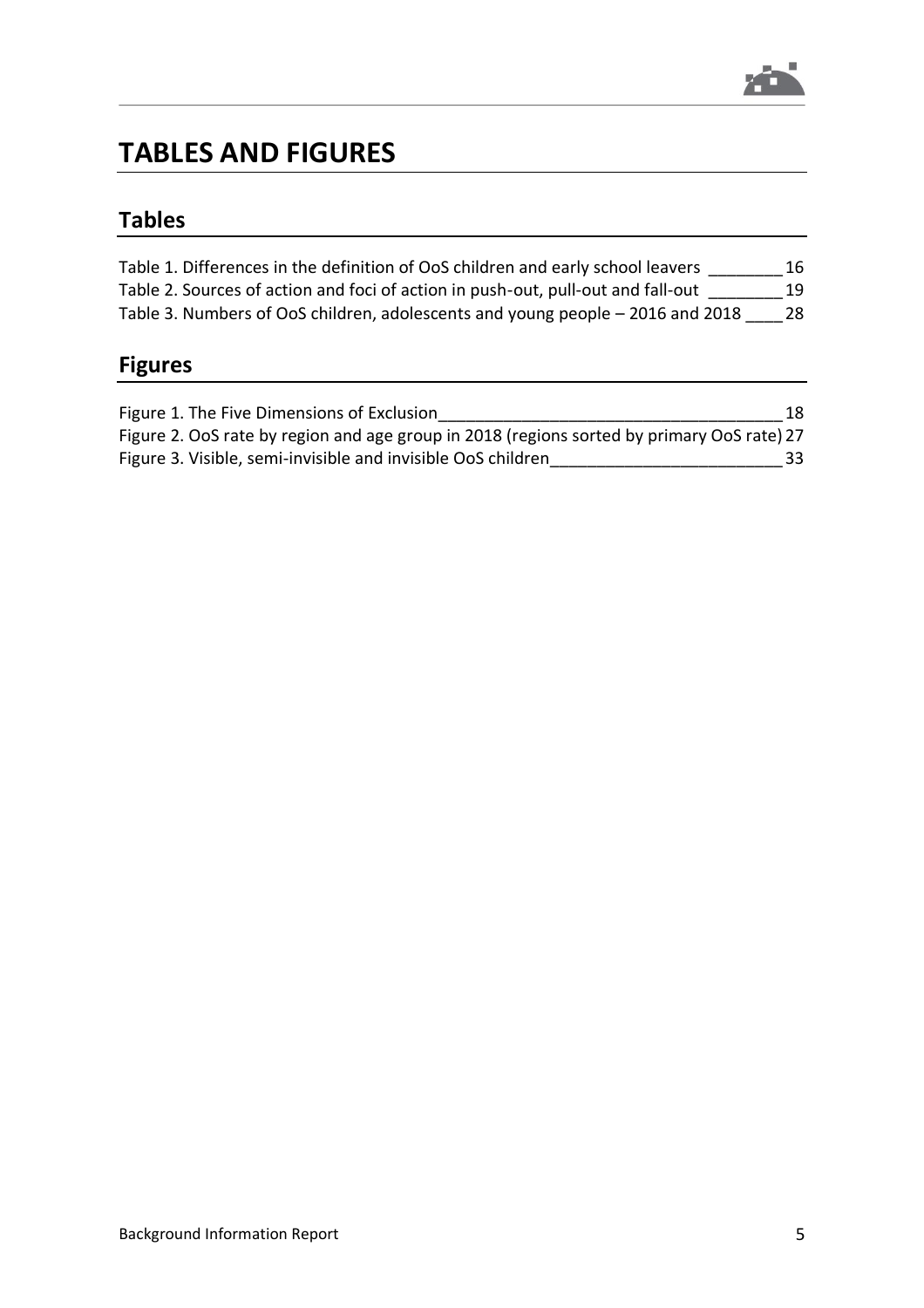# TABLES AND FIGURES

## Tables

Table 1. Differences in the definition of OoS children and early school leavers ________ 16
Table 2. Sources of action and foci of action in push-out, pull-out and fall-out ________ 19
Table 3. Numbers of OoS children, adolescents and young people – 2016 and 2018 ____ 28

## Figures

Figure 1. The Five Dimensions of Exclusion_____________________________________ 18
Figure 2. OoS rate by region and age group in 2018 (regions sorted by primary OoS rate) 27
Figure 3. Visible, semi-invisible and invisible OoS children_________________________ 33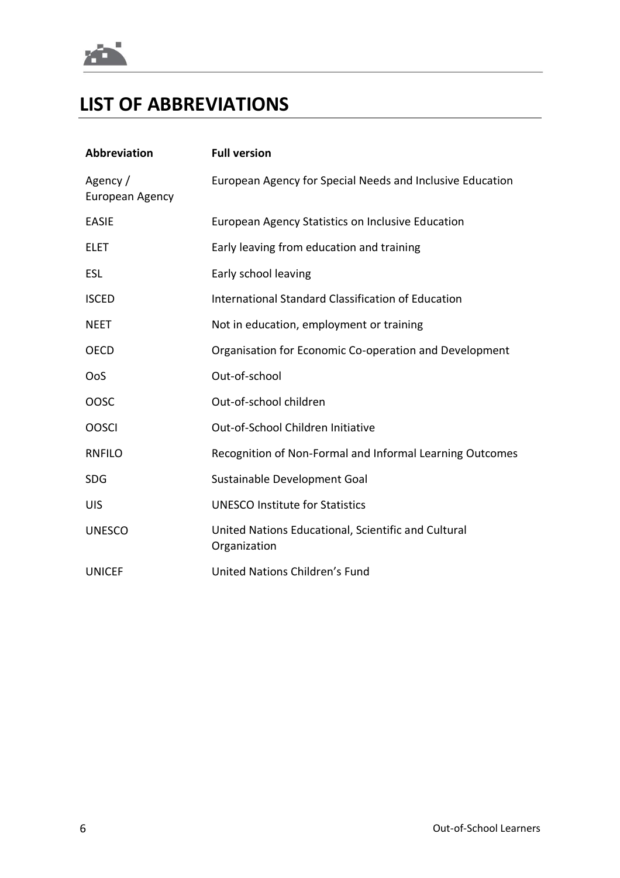# LIST OF ABBREVIATIONS

| Abbreviation | Full version |
|---|---|
| Agency / European Agency | European Agency for Special Needs and Inclusive Education |
| EASIE | European Agency Statistics on Inclusive Education |
| ELET | Early leaving from education and training |
| ESL | Early school leaving |
| ISCED | International Standard Classification of Education |
| NEET | Not in education, employment or training |
| OECD | Organisation for Economic Co-operation and Development |
| OoS | Out-of-school |
| OOSC | Out-of-school children |
| OOSCI | Out-of-School Children Initiative |
| RNFILO | Recognition of Non-Formal and Informal Learning Outcomes |
| SDG | Sustainable Development Goal |
| UIS | UNESCO Institute for Statistics |
| UNESCO | United Nations Educational, Scientific and Cultural Organization |
| UNICEF | United Nations Children's Fund |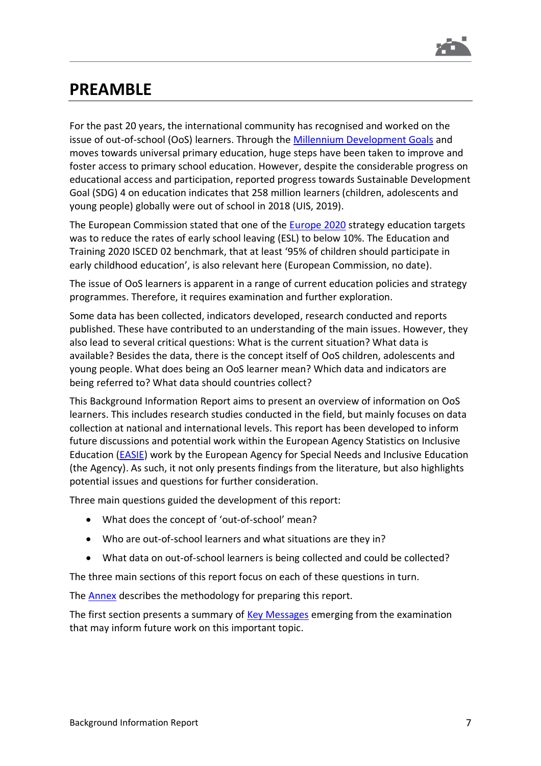# PREAMBLE

For the past 20 years, the international community has recognised and worked on the issue of out-of-school (OoS) learners. Through the Millennium Development Goals and moves towards universal primary education, huge steps have been taken to improve and foster access to primary school education. However, despite the considerable progress on educational access and participation, reported progress towards Sustainable Development Goal (SDG) 4 on education indicates that 258 million learners (children, adolescents and young people) globally were out of school in 2018 (UIS, 2019).

The European Commission stated that one of the Europe 2020 strategy education targets was to reduce the rates of early school leaving (ESL) to below 10%. The Education and Training 2020 ISCED 02 benchmark, that at least '95% of children should participate in early childhood education', is also relevant here (European Commission, no date).

The issue of OoS learners is apparent in a range of current education policies and strategy programmes. Therefore, it requires examination and further exploration.

Some data has been collected, indicators developed, research conducted and reports published. These have contributed to an understanding of the main issues. However, they also lead to several critical questions: What is the current situation? What data is available? Besides the data, there is the concept itself of OoS children, adolescents and young people. What does being an OoS learner mean? Which data and indicators are being referred to? What data should countries collect?

This Background Information Report aims to present an overview of information on OoS learners. This includes research studies conducted in the field, but mainly focuses on data collection at national and international levels. This report has been developed to inform future discussions and potential work within the European Agency Statistics on Inclusive Education (EASIE) work by the European Agency for Special Needs and Inclusive Education (the Agency). As such, it not only presents findings from the literature, but also highlights potential issues and questions for further consideration.

Three main questions guided the development of this report:

- What does the concept of 'out-of-school' mean?
- Who are out-of-school learners and what situations are they in?
- What data on out-of-school learners is being collected and could be collected?

The three main sections of this report focus on each of these questions in turn.

The Annex describes the methodology for preparing this report.

The first section presents a summary of Key Messages emerging from the examination that may inform future work on this important topic.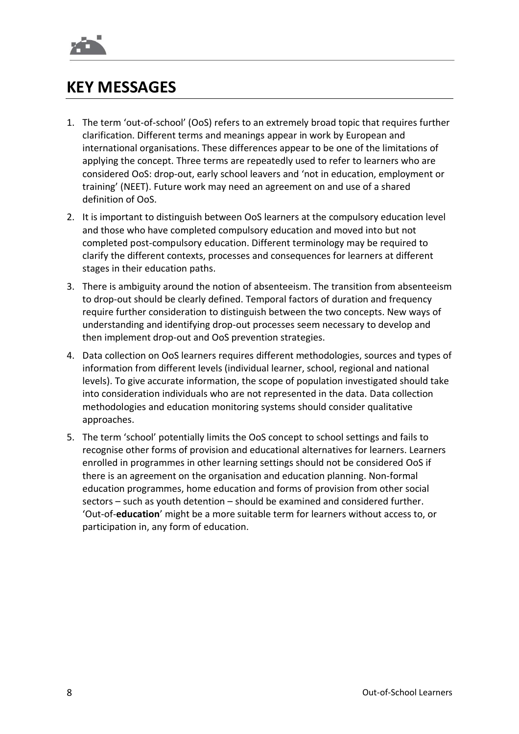# KEY MESSAGES

1. The term 'out-of-school' (OoS) refers to an extremely broad topic that requires further clarification. Different terms and meanings appear in work by European and international organisations. These differences appear to be one of the limitations of applying the concept. Three terms are repeatedly used to refer to learners who are considered OoS: drop-out, early school leavers and 'not in education, employment or training' (NEET). Future work may need an agreement on and use of a shared definition of OoS.
2. It is important to distinguish between OoS learners at the compulsory education level and those who have completed compulsory education and moved into but not completed post-compulsory education. Different terminology may be required to clarify the different contexts, processes and consequences for learners at different stages in their education paths.
3. There is ambiguity around the notion of absenteeism. The transition from absenteeism to drop-out should be clearly defined. Temporal factors of duration and frequency require further consideration to distinguish between the two concepts. New ways of understanding and identifying drop-out processes seem necessary to develop and then implement drop-out and OoS prevention strategies.
4. Data collection on OoS learners requires different methodologies, sources and types of information from different levels (individual learner, school, regional and national levels). To give accurate information, the scope of population investigated should take into consideration individuals who are not represented in the data. Data collection methodologies and education monitoring systems should consider qualitative approaches.
5. The term 'school' potentially limits the OoS concept to school settings and fails to recognise other forms of provision and educational alternatives for learners. Learners enrolled in programmes in other learning settings should not be considered OoS if there is an agreement on the organisation and education planning. Non-formal education programmes, home education and forms of provision from other social sectors – such as youth detention – should be examined and considered further. 'Out-of-**education**' might be a more suitable term for learners without access to, or participation in, any form of education.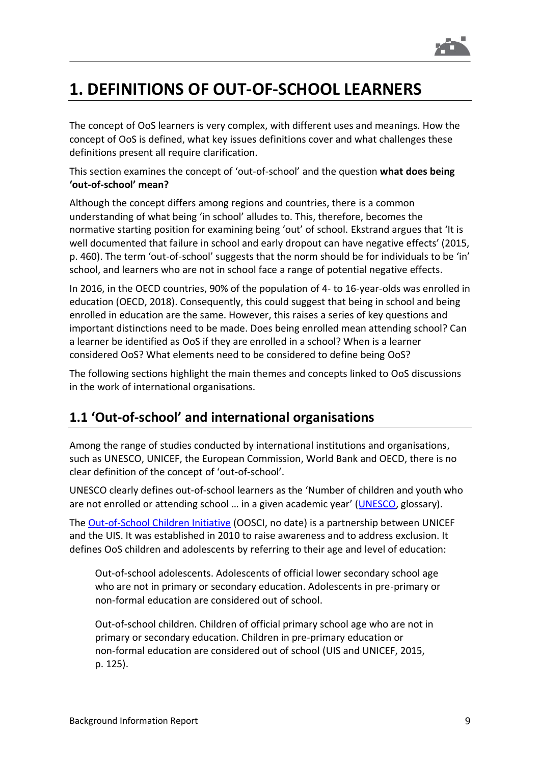# 1. DEFINITIONS OF OUT-OF-SCHOOL LEARNERS

The concept of OoS learners is very complex, with different uses and meanings. How the concept of OoS is defined, what key issues definitions cover and what challenges these definitions present all require clarification.

This section examines the concept of 'out-of-school' and the question **what does being 'out-of-school' mean?**

Although the concept differs among regions and countries, there is a common understanding of what being 'in school' alludes to. This, therefore, becomes the normative starting position for examining being 'out' of school. Ekstrand argues that 'It is well documented that failure in school and early dropout can have negative effects' (2015, p. 460). The term 'out-of-school' suggests that the norm should be for individuals to be 'in' school, and learners who are not in school face a range of potential negative effects.

In 2016, in the OECD countries, 90% of the population of 4- to 16-year-olds was enrolled in education (OECD, 2018). Consequently, this could suggest that being in school and being enrolled in education are the same. However, this raises a series of key questions and important distinctions need to be made. Does being enrolled mean attending school? Can a learner be identified as OoS if they are enrolled in a school? When is a learner considered OoS? What elements need to be considered to define being OoS?

The following sections highlight the main themes and concepts linked to OoS discussions in the work of international organisations.

## 1.1 'Out-of-school' and international organisations

Among the range of studies conducted by international institutions and organisations, such as UNESCO, UNICEF, the European Commission, World Bank and OECD, there is no clear definition of the concept of 'out-of-school'.

UNESCO clearly defines out-of-school learners as the 'Number of children and youth who are not enrolled or attending school … in a given academic year' (UNESCO, glossary).

The Out-of-School Children Initiative (OOSCI, no date) is a partnership between UNICEF and the UIS. It was established in 2010 to raise awareness and to address exclusion. It defines OoS children and adolescents by referring to their age and level of education:

> Out-of-school adolescents. Adolescents of official lower secondary school age who are not in primary or secondary education. Adolescents in pre-primary or non-formal education are considered out of school.
>
> Out-of-school children. Children of official primary school age who are not in primary or secondary education. Children in pre-primary education or non-formal education are considered out of school (UIS and UNICEF, 2015, p. 125).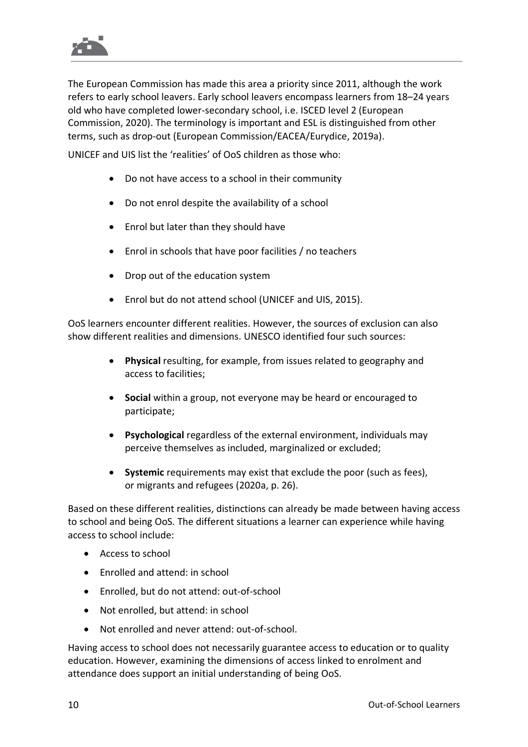The European Commission has made this area a priority since 2011, although the work refers to early school leavers. Early school leavers encompass learners from 18–24 years old who have completed lower-secondary school, i.e. ISCED level 2 (European Commission, 2020). The terminology is important and ESL is distinguished from other terms, such as drop-out (European Commission/EACEA/Eurydice, 2019a).

UNICEF and UIS list the 'realities' of OoS children as those who:

- Do not have access to a school in their community
- Do not enrol despite the availability of a school
- Enrol but later than they should have
- Enrol in schools that have poor facilities / no teachers
- Drop out of the education system
- Enrol but do not attend school (UNICEF and UIS, 2015).

OoS learners encounter different realities. However, the sources of exclusion can also show different realities and dimensions. UNESCO identified four such sources:

- **Physical** resulting, for example, from issues related to geography and access to facilities;
- **Social** within a group, not everyone may be heard or encouraged to participate;
- **Psychological** regardless of the external environment, individuals may perceive themselves as included, marginalized or excluded;
- **Systemic** requirements may exist that exclude the poor (such as fees), or migrants and refugees (2020a, p. 26).

Based on these different realities, distinctions can already be made between having access to school and being OoS. The different situations a learner can experience while having access to school include:

- Access to school
- Enrolled and attend: in school
- Enrolled, but do not attend: out-of-school
- Not enrolled, but attend: in school
- Not enrolled and never attend: out-of-school.

Having access to school does not necessarily guarantee access to education or to quality education. However, examining the dimensions of access linked to enrolment and attendance does support an initial understanding of being OoS.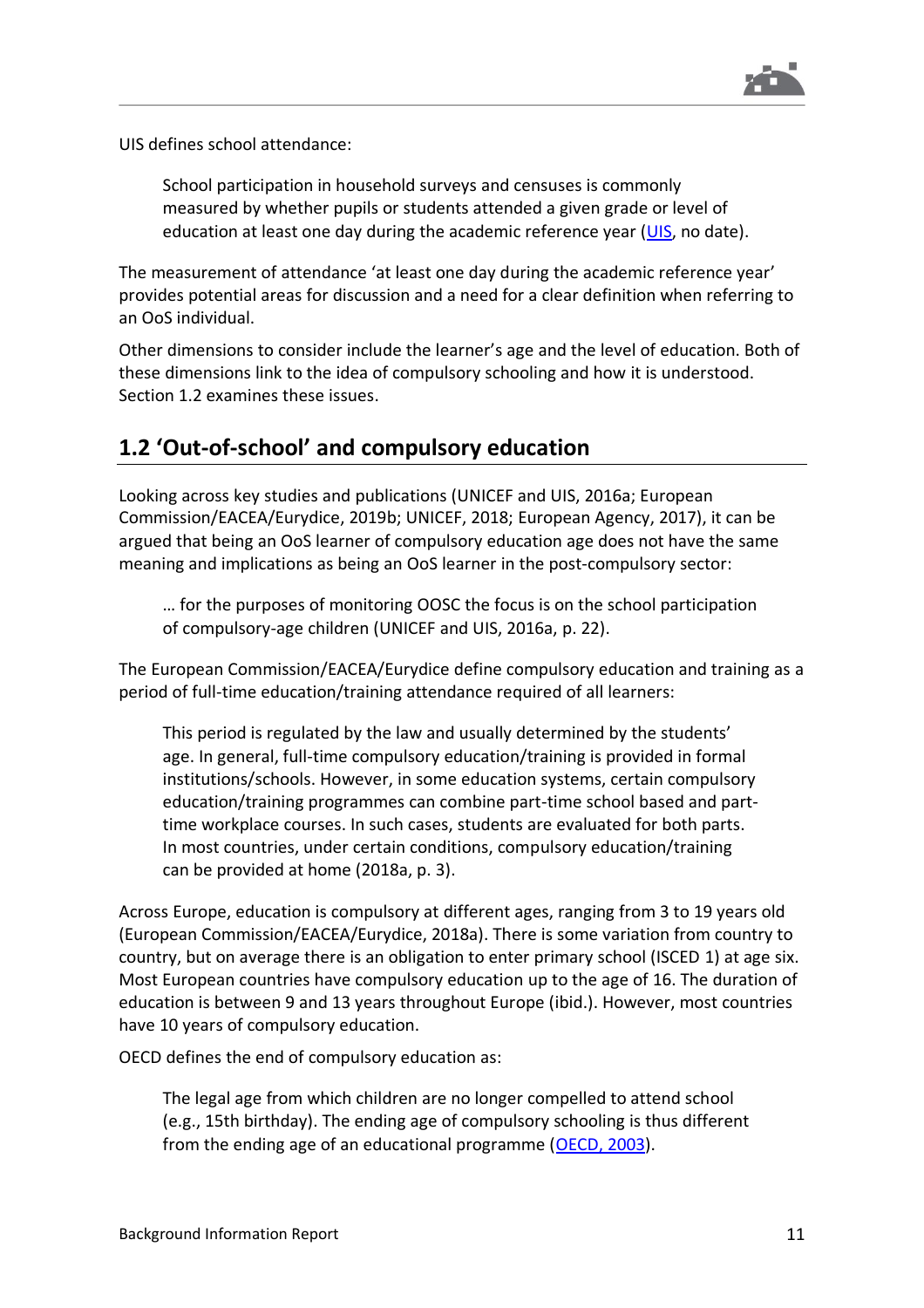UIS defines school attendance:

> School participation in household surveys and censuses is commonly measured by whether pupils or students attended a given grade or level of education at least one day during the academic reference year (UIS, no date).

The measurement of attendance 'at least one day during the academic reference year' provides potential areas for discussion and a need for a clear definition when referring to an OoS individual.

Other dimensions to consider include the learner's age and the level of education. Both of these dimensions link to the idea of compulsory schooling and how it is understood. Section 1.2 examines these issues.

## 1.2 'Out-of-school' and compulsory education

Looking across key studies and publications (UNICEF and UIS, 2016a; European Commission/EACEA/Eurydice, 2019b; UNICEF, 2018; European Agency, 2017), it can be argued that being an OoS learner of compulsory education age does not have the same meaning and implications as being an OoS learner in the post-compulsory sector:

> … for the purposes of monitoring OOSC the focus is on the school participation of compulsory-age children (UNICEF and UIS, 2016a, p. 22).

The European Commission/EACEA/Eurydice define compulsory education and training as a period of full-time education/training attendance required of all learners:

> This period is regulated by the law and usually determined by the students' age. In general, full-time compulsory education/training is provided in formal institutions/schools. However, in some education systems, certain compulsory education/training programmes can combine part-time school based and part-time workplace courses. In such cases, students are evaluated for both parts. In most countries, under certain conditions, compulsory education/training can be provided at home (2018a, p. 3).

Across Europe, education is compulsory at different ages, ranging from 3 to 19 years old (European Commission/EACEA/Eurydice, 2018a). There is some variation from country to country, but on average there is an obligation to enter primary school (ISCED 1) at age six. Most European countries have compulsory education up to the age of 16. The duration of education is between 9 and 13 years throughout Europe (ibid.). However, most countries have 10 years of compulsory education.

OECD defines the end of compulsory education as:

> The legal age from which children are no longer compelled to attend school (e.g., 15th birthday). The ending age of compulsory schooling is thus different from the ending age of an educational programme (OECD, 2003).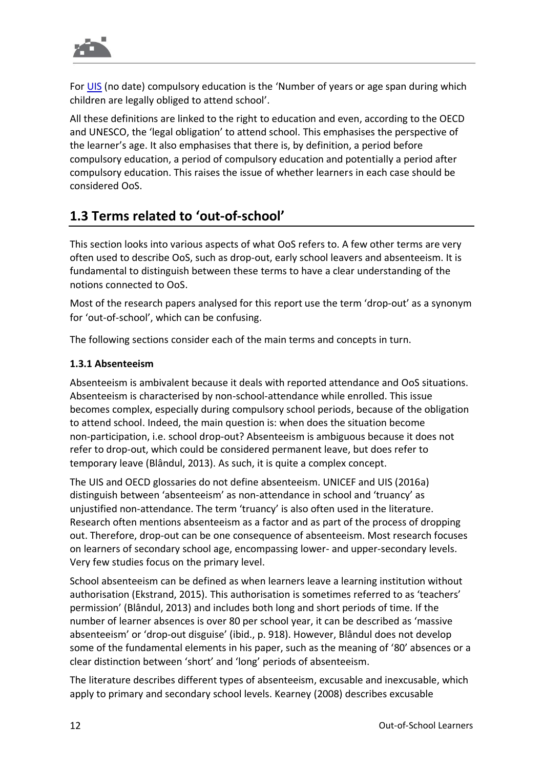For [UIS](UIS) (no date) compulsory education is the 'Number of years or age span during which children are legally obliged to attend school'.

All these definitions are linked to the right to education and even, according to the OECD and UNESCO, the 'legal obligation' to attend school. This emphasises the perspective of the learner's age. It also emphasises that there is, by definition, a period before compulsory education, a period of compulsory education and potentially a period after compulsory education. This raises the issue of whether learners in each case should be considered OoS.

## 1.3 Terms related to 'out-of-school'

This section looks into various aspects of what OoS refers to. A few other terms are very often used to describe OoS, such as drop-out, early school leavers and absenteeism. It is fundamental to distinguish between these terms to have a clear understanding of the notions connected to OoS.

Most of the research papers analysed for this report use the term 'drop-out' as a synonym for 'out-of-school', which can be confusing.

The following sections consider each of the main terms and concepts in turn.

### 1.3.1 Absenteeism

Absenteeism is ambivalent because it deals with reported attendance and OoS situations. Absenteeism is characterised by non-school-attendance while enrolled. This issue becomes complex, especially during compulsory school periods, because of the obligation to attend school. Indeed, the main question is: when does the situation become non-participation, i.e. school drop-out? Absenteeism is ambiguous because it does not refer to drop-out, which could be considered permanent leave, but does refer to temporary leave (Blândul, 2013). As such, it is quite a complex concept.

The UIS and OECD glossaries do not define absenteeism. UNICEF and UIS (2016a) distinguish between 'absenteeism' as non-attendance in school and 'truancy' as unjustified non-attendance. The term 'truancy' is also often used in the literature. Research often mentions absenteeism as a factor and as part of the process of dropping out. Therefore, drop-out can be one consequence of absenteeism. Most research focuses on learners of secondary school age, encompassing lower- and upper-secondary levels. Very few studies focus on the primary level.

School absenteeism can be defined as when learners leave a learning institution without authorisation (Ekstrand, 2015). This authorisation is sometimes referred to as 'teachers' permission' (Blândul, 2013) and includes both long and short periods of time. If the number of learner absences is over 80 per school year, it can be described as 'massive absenteeism' or 'drop-out disguise' (ibid., p. 918). However, Blândul does not develop some of the fundamental elements in his paper, such as the meaning of '80' absences or a clear distinction between 'short' and 'long' periods of absenteeism.

The literature describes different types of absenteeism, excusable and inexcusable, which apply to primary and secondary school levels. Kearney (2008) describes excusable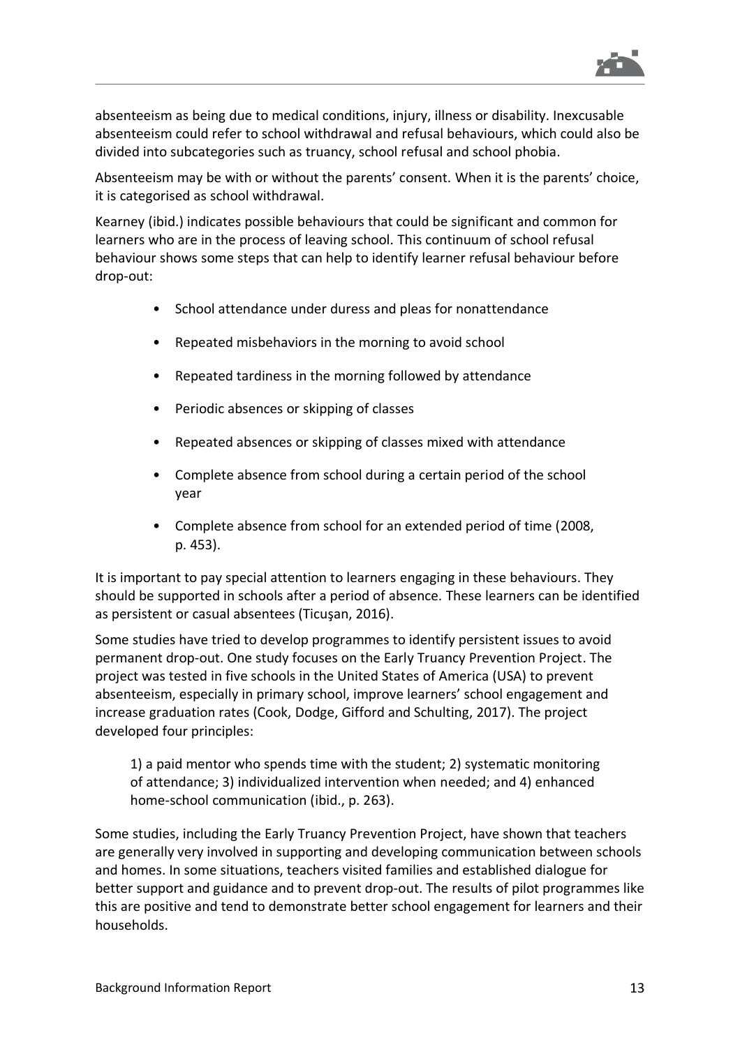absenteeism as being due to medical conditions, injury, illness or disability. Inexcusable absenteeism could refer to school withdrawal and refusal behaviours, which could also be divided into subcategories such as truancy, school refusal and school phobia.

Absenteeism may be with or without the parents' consent. When it is the parents' choice, it is categorised as school withdrawal.

Kearney (ibid.) indicates possible behaviours that could be significant and common for learners who are in the process of leaving school. This continuum of school refusal behaviour shows some steps that can help to identify learner refusal behaviour before drop-out:

- School attendance under duress and pleas for nonattendance
- Repeated misbehaviors in the morning to avoid school
- Repeated tardiness in the morning followed by attendance
- Periodic absences or skipping of classes
- Repeated absences or skipping of classes mixed with attendance
- Complete absence from school during a certain period of the school year
- Complete absence from school for an extended period of time (2008, p. 453).

It is important to pay special attention to learners engaging in these behaviours. They should be supported in schools after a period of absence. These learners can be identified as persistent or casual absentees (Ticuşan, 2016).

Some studies have tried to develop programmes to identify persistent issues to avoid permanent drop-out. One study focuses on the Early Truancy Prevention Project. The project was tested in five schools in the United States of America (USA) to prevent absenteeism, especially in primary school, improve learners' school engagement and increase graduation rates (Cook, Dodge, Gifford and Schulting, 2017). The project developed four principles:

> 1) a paid mentor who spends time with the student; 2) systematic monitoring of attendance; 3) individualized intervention when needed; and 4) enhanced home-school communication (ibid., p. 263).

Some studies, including the Early Truancy Prevention Project, have shown that teachers are generally very involved in supporting and developing communication between schools and homes. In some situations, teachers visited families and established dialogue for better support and guidance and to prevent drop-out. The results of pilot programmes like this are positive and tend to demonstrate better school engagement for learners and their households.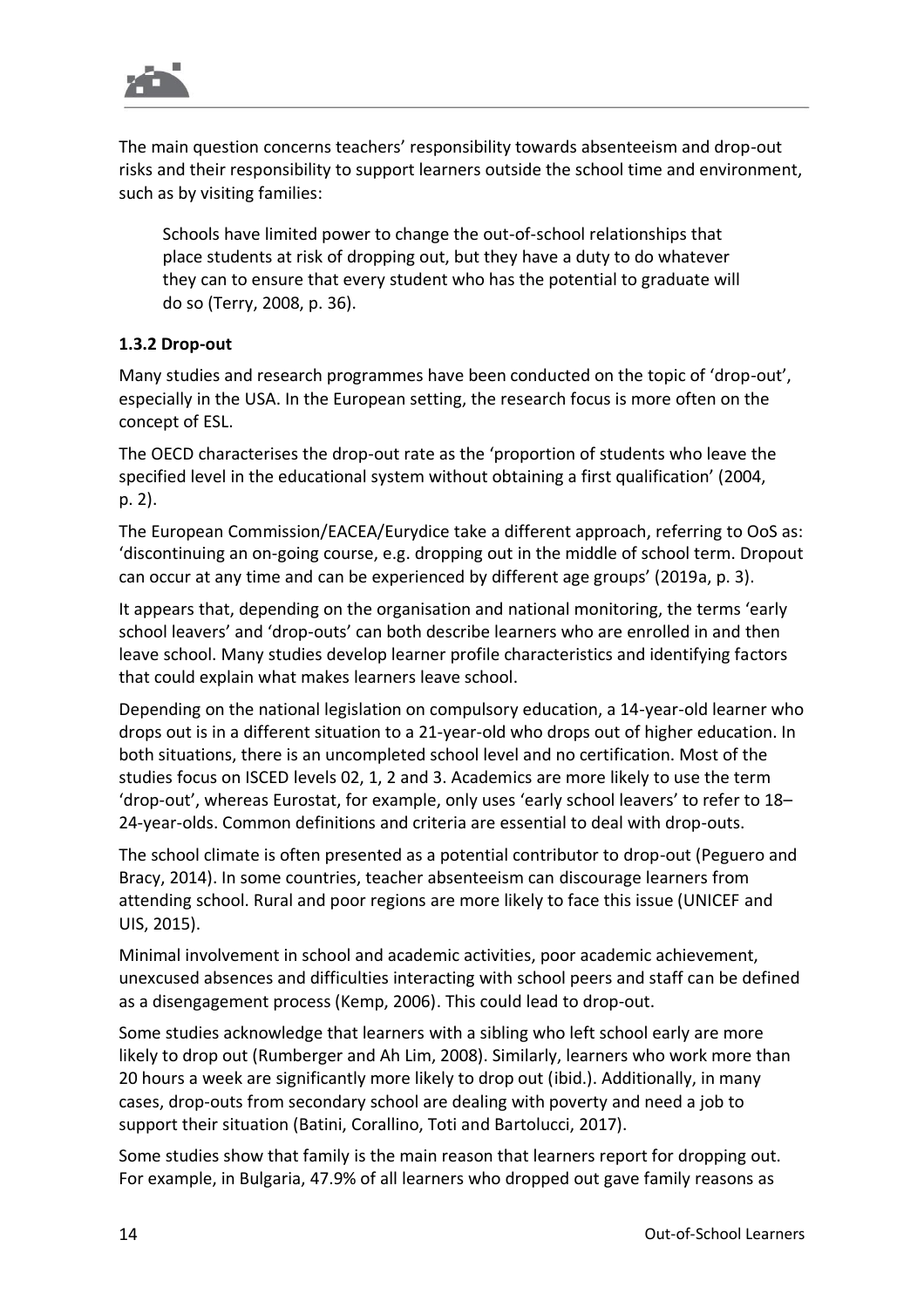The main question concerns teachers' responsibility towards absenteeism and drop-out risks and their responsibility to support learners outside the school time and environment, such as by visiting families:

> Schools have limited power to change the out-of-school relationships that place students at risk of dropping out, but they have a duty to do whatever they can to ensure that every student who has the potential to graduate will do so (Terry, 2008, p. 36).

### 1.3.2 Drop-out

Many studies and research programmes have been conducted on the topic of 'drop-out', especially in the USA. In the European setting, the research focus is more often on the concept of ESL.

The OECD characterises the drop-out rate as the 'proportion of students who leave the specified level in the educational system without obtaining a first qualification' (2004, p. 2).

The European Commission/EACEA/Eurydice take a different approach, referring to OoS as: 'discontinuing an on-going course, e.g. dropping out in the middle of school term. Dropout can occur at any time and can be experienced by different age groups' (2019a, p. 3).

It appears that, depending on the organisation and national monitoring, the terms 'early school leavers' and 'drop-outs' can both describe learners who are enrolled in and then leave school. Many studies develop learner profile characteristics and identifying factors that could explain what makes learners leave school.

Depending on the national legislation on compulsory education, a 14-year-old learner who drops out is in a different situation to a 21-year-old who drops out of higher education. In both situations, there is an uncompleted school level and no certification. Most of the studies focus on ISCED levels 02, 1, 2 and 3. Academics are more likely to use the term 'drop-out', whereas Eurostat, for example, only uses 'early school leavers' to refer to 18–24-year-olds. Common definitions and criteria are essential to deal with drop-outs.

The school climate is often presented as a potential contributor to drop-out (Peguero and Bracy, 2014). In some countries, teacher absenteeism can discourage learners from attending school. Rural and poor regions are more likely to face this issue (UNICEF and UIS, 2015).

Minimal involvement in school and academic activities, poor academic achievement, unexcused absences and difficulties interacting with school peers and staff can be defined as a disengagement process (Kemp, 2006). This could lead to drop-out.

Some studies acknowledge that learners with a sibling who left school early are more likely to drop out (Rumberger and Ah Lim, 2008). Similarly, learners who work more than 20 hours a week are significantly more likely to drop out (ibid.). Additionally, in many cases, drop-outs from secondary school are dealing with poverty and need a job to support their situation (Batini, Corallino, Toti and Bartolucci, 2017).

Some studies show that family is the main reason that learners report for dropping out. For example, in Bulgaria, 47.9% of all learners who dropped out gave family reasons as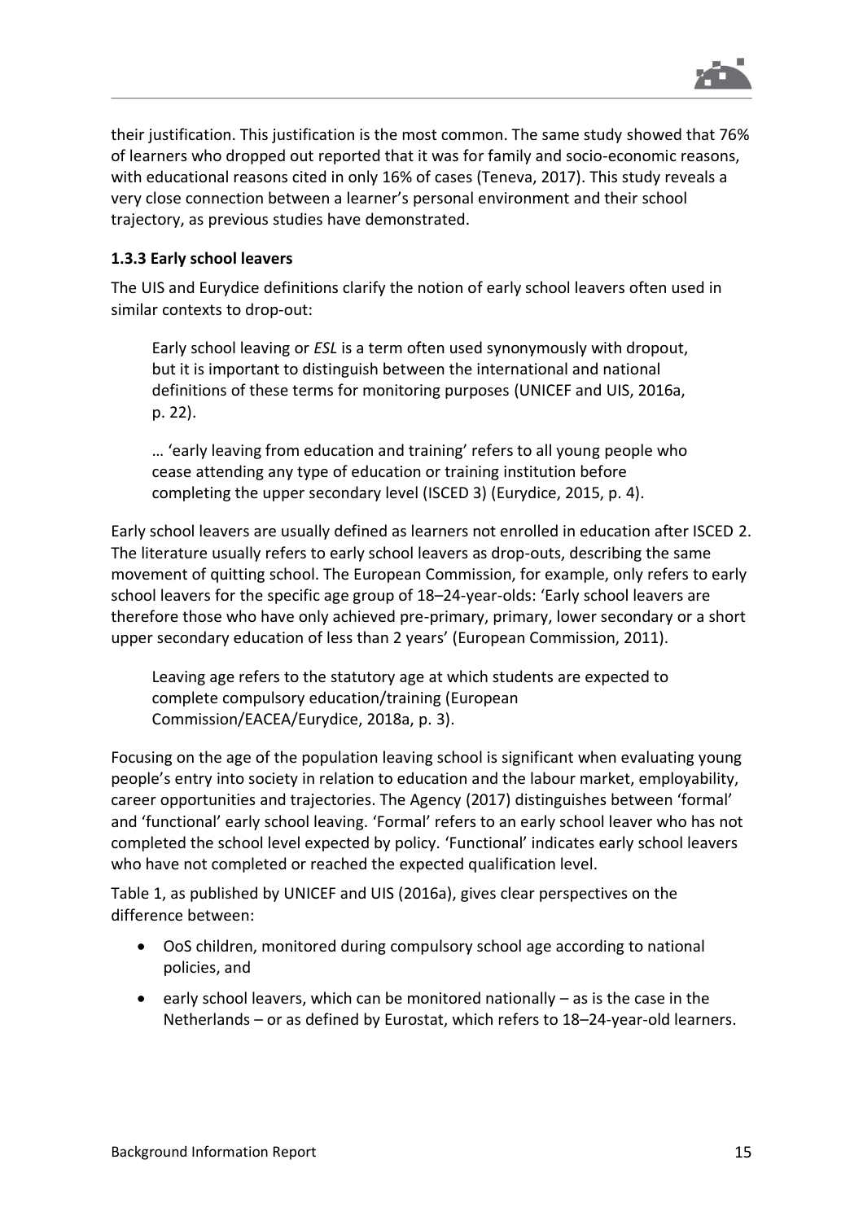their justification. This justification is the most common. The same study showed that 76% of learners who dropped out reported that it was for family and socio-economic reasons, with educational reasons cited in only 16% of cases (Teneva, 2017). This study reveals a very close connection between a learner's personal environment and their school trajectory, as previous studies have demonstrated.

### 1.3.3 Early school leavers

The UIS and Eurydice definitions clarify the notion of early school leavers often used in similar contexts to drop-out:

> Early school leaving or *ESL* is a term often used synonymously with dropout, but it is important to distinguish between the international and national definitions of these terms for monitoring purposes (UNICEF and UIS, 2016a, p. 22).
>
> … 'early leaving from education and training' refers to all young people who cease attending any type of education or training institution before completing the upper secondary level (ISCED 3) (Eurydice, 2015, p. 4).

Early school leavers are usually defined as learners not enrolled in education after ISCED 2. The literature usually refers to early school leavers as drop-outs, describing the same movement of quitting school. The European Commission, for example, only refers to early school leavers for the specific age group of 18–24-year-olds: 'Early school leavers are therefore those who have only achieved pre-primary, primary, lower secondary or a short upper secondary education of less than 2 years' (European Commission, 2011).

> Leaving age refers to the statutory age at which students are expected to complete compulsory education/training (European Commission/EACEA/Eurydice, 2018a, p. 3).

Focusing on the age of the population leaving school is significant when evaluating young people's entry into society in relation to education and the labour market, employability, career opportunities and trajectories. The Agency (2017) distinguishes between 'formal' and 'functional' early school leaving. 'Formal' refers to an early school leaver who has not completed the school level expected by policy. 'Functional' indicates early school leavers who have not completed or reached the expected qualification level.

Table 1, as published by UNICEF and UIS (2016a), gives clear perspectives on the difference between:

- OoS children, monitored during compulsory school age according to national policies, and
- early school leavers, which can be monitored nationally – as is the case in the Netherlands – or as defined by Eurostat, which refers to 18–24-year-old learners.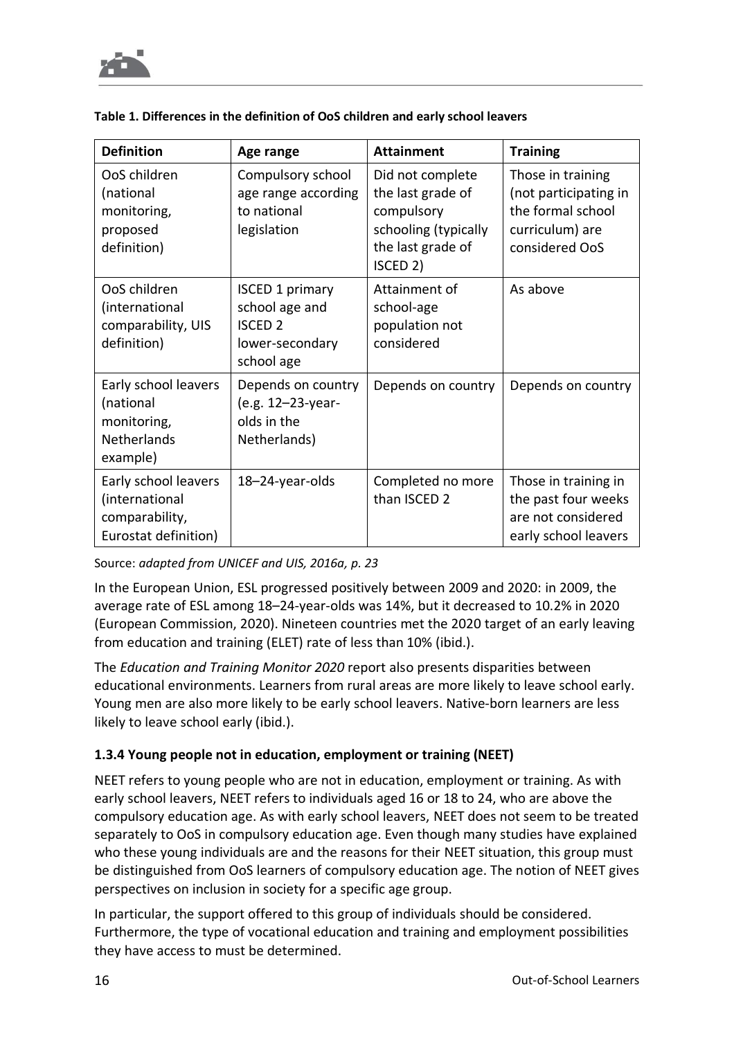**Table 1. Differences in the definition of OoS children and early school leavers**

| Definition | Age range | Attainment | Training |
|---|---|---|---|
| OoS children (national monitoring, proposed definition) | Compulsory school age range according to national legislation | Did not complete the last grade of compulsory schooling (typically the last grade of ISCED 2) | Those in training (not participating in the formal school curriculum) are considered OoS |
| OoS children (international comparability, UIS definition) | ISCED 1 primary school age and ISCED 2 lower-secondary school age | Attainment of school-age population not considered | As above |
| Early school leavers (national monitoring, Netherlands example) | Depends on country (e.g. 12–23-year-olds in the Netherlands) | Depends on country | Depends on country |
| Early school leavers (international comparability, Eurostat definition) | 18–24-year-olds | Completed no more than ISCED 2 | Those in training in the past four weeks are not considered early school leavers |

Source: *adapted from UNICEF and UIS, 2016a, p. 23*

In the European Union, ESL progressed positively between 2009 and 2020: in 2009, the average rate of ESL among 18–24-year-olds was 14%, but it decreased to 10.2% in 2020 (European Commission, 2020). Nineteen countries met the 2020 target of an early leaving from education and training (ELET) rate of less than 10% (ibid.).

The *Education and Training Monitor 2020* report also presents disparities between educational environments. Learners from rural areas are more likely to leave school early. Young men are also more likely to be early school leavers. Native-born learners are less likely to leave school early (ibid.).

### 1.3.4 Young people not in education, employment or training (NEET)

NEET refers to young people who are not in education, employment or training. As with early school leavers, NEET refers to individuals aged 16 or 18 to 24, who are above the compulsory education age. As with early school leavers, NEET does not seem to be treated separately to OoS in compulsory education age. Even though many studies have explained who these young individuals are and the reasons for their NEET situation, this group must be distinguished from OoS learners of compulsory education age. The notion of NEET gives perspectives on inclusion in society for a specific age group.

In particular, the support offered to this group of individuals should be considered. Furthermore, the type of vocational education and training and employment possibilities they have access to must be determined.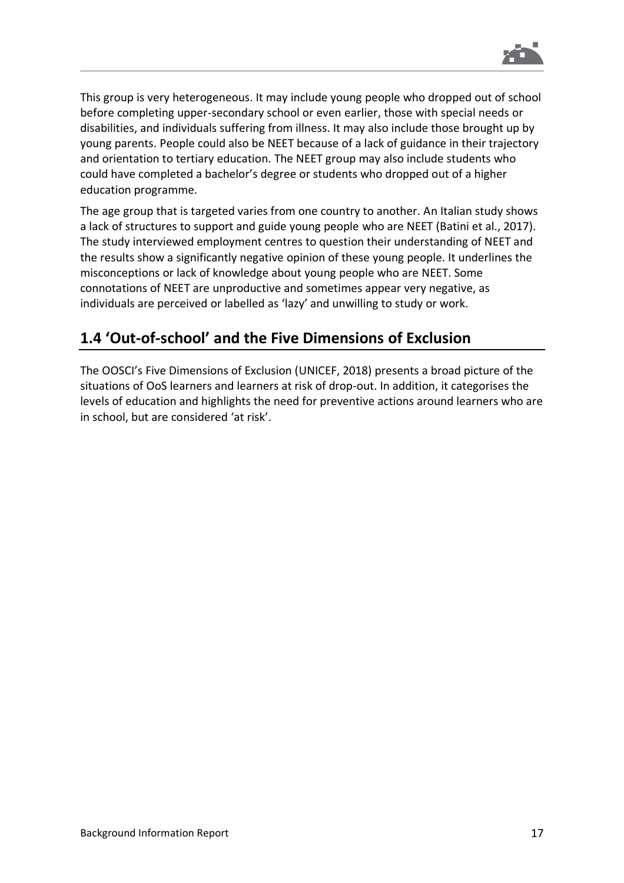This group is very heterogeneous. It may include young people who dropped out of school before completing upper-secondary school or even earlier, those with special needs or disabilities, and individuals suffering from illness. It may also include those brought up by young parents. People could also be NEET because of a lack of guidance in their trajectory and orientation to tertiary education. The NEET group may also include students who could have completed a bachelor's degree or students who dropped out of a higher education programme.

The age group that is targeted varies from one country to another. An Italian study shows a lack of structures to support and guide young people who are NEET (Batini et al., 2017). The study interviewed employment centres to question their understanding of NEET and the results show a significantly negative opinion of these young people. It underlines the misconceptions or lack of knowledge about young people who are NEET. Some connotations of NEET are unproductive and sometimes appear very negative, as individuals are perceived or labelled as 'lazy' and unwilling to study or work.

## 1.4 'Out-of-school' and the Five Dimensions of Exclusion

The OOSCI's Five Dimensions of Exclusion (UNICEF, 2018) presents a broad picture of the situations of OoS learners and learners at risk of drop-out. In addition, it categorises the levels of education and highlights the need for preventive actions around learners who are in school, but are considered 'at risk'.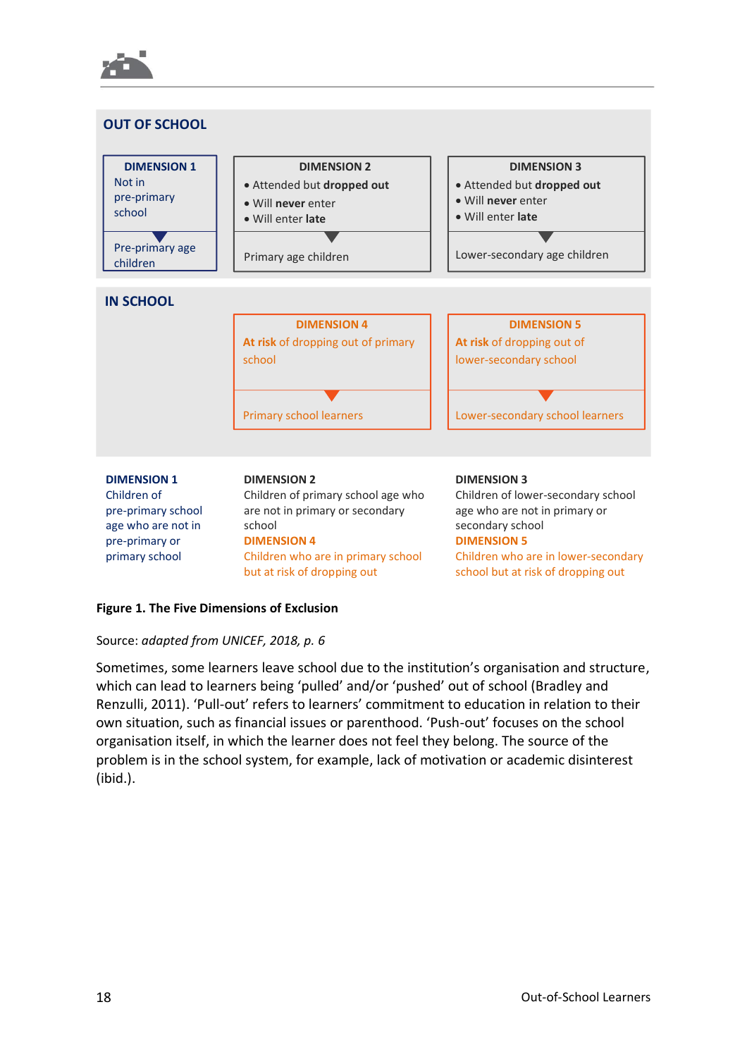**OUT OF SCHOOL**

| DIMENSION 1 | DIMENSION 2 | DIMENSION 3 |
|---|---|---|
| Not in pre-primary school | • Attended but **dropped out** • Will **never** enter • Will enter **late** | • Attended but **dropped out** • Will **never** enter • Will enter **late** |
| Pre-primary age children | Primary age children | Lower-secondary age children |

**IN SCHOOL**

| DIMENSION 4 | DIMENSION 5 |
|---|---|
| **At risk** of dropping out of primary school | **At risk** of dropping out of lower-secondary school |
| Primary school learners | Lower-secondary school learners |

**DIMENSION 1**
Children of pre-primary school age who are not in pre-primary or primary school

**DIMENSION 2**
Children of primary school age who are not in primary or secondary school

**DIMENSION 4**
Children who are in primary school but at risk of dropping out

**DIMENSION 3**
Children of lower-secondary school age who are not in primary or secondary school

**DIMENSION 5**
Children who are in lower-secondary school but at risk of dropping out

**Figure 1. The Five Dimensions of Exclusion**

Source: *adapted from UNICEF, 2018, p. 6*

Sometimes, some learners leave school due to the institution's organisation and structure, which can lead to learners being 'pulled' and/or 'pushed' out of school (Bradley and Renzulli, 2011). 'Pull-out' refers to learners' commitment to education in relation to their own situation, such as financial issues or parenthood. 'Push-out' focuses on the school organisation itself, in which the learner does not feel they belong. The source of the problem is in the school system, for example, lack of motivation or academic disinterest (ibid.).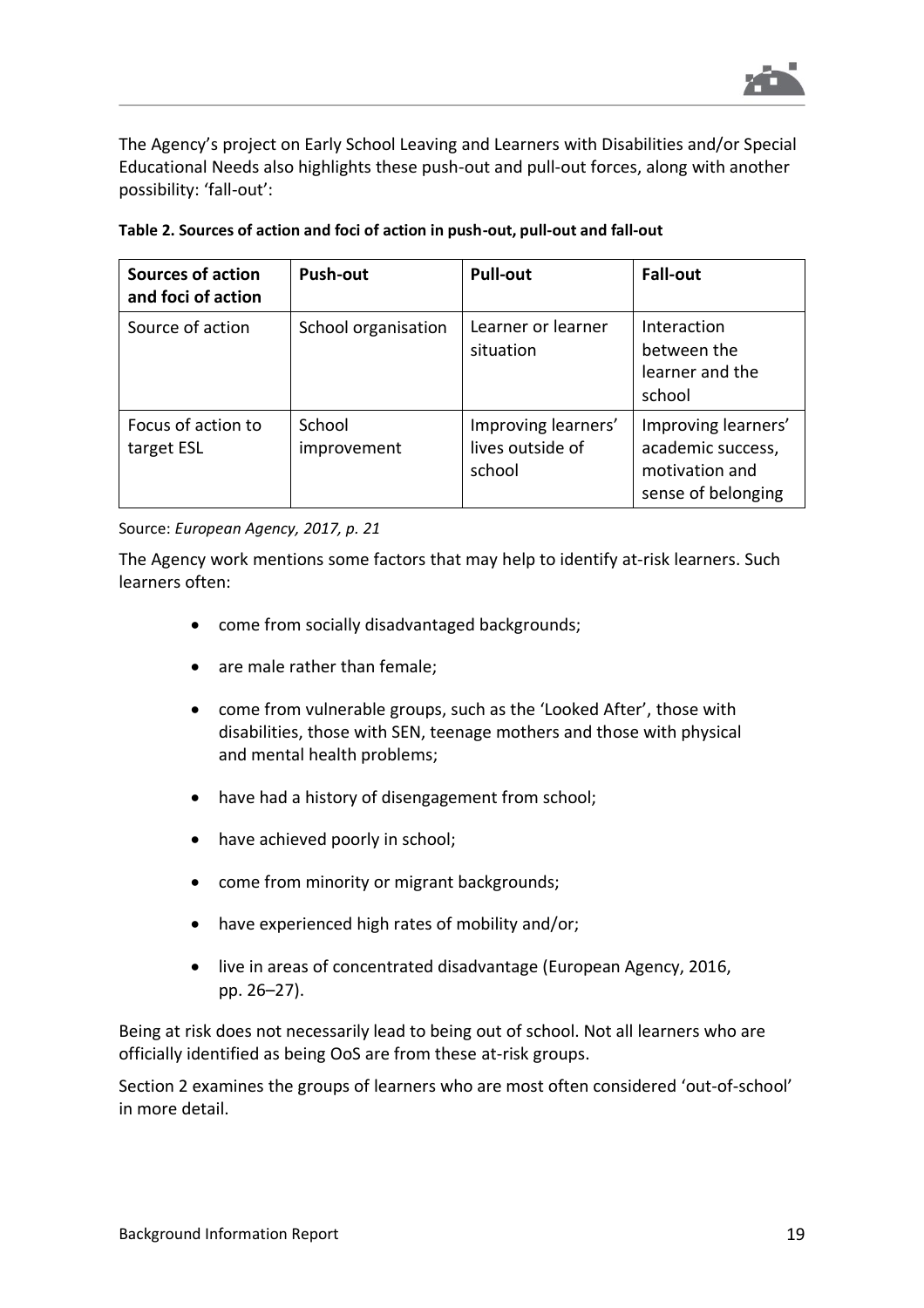The Agency's project on Early School Leaving and Learners with Disabilities and/or Special Educational Needs also highlights these push-out and pull-out forces, along with another possibility: 'fall-out':

**Table 2. Sources of action and foci of action in push-out, pull-out and fall-out**

| Sources of action and foci of action | Push-out | Pull-out | Fall-out |
| --- | --- | --- | --- |
| Source of action | School organisation | Learner or learner situation | Interaction between the learner and the school |
| Focus of action to target ESL | School improvement | Improving learners' lives outside of school | Improving learners' academic success, motivation and sense of belonging |

Source: *European Agency, 2017, p. 21*

The Agency work mentions some factors that may help to identify at-risk learners. Such learners often:

- come from socially disadvantaged backgrounds;
- are male rather than female;
- come from vulnerable groups, such as the 'Looked After', those with disabilities, those with SEN, teenage mothers and those with physical and mental health problems;
- have had a history of disengagement from school;
- have achieved poorly in school;
- come from minority or migrant backgrounds;
- have experienced high rates of mobility and/or;
- live in areas of concentrated disadvantage (European Agency, 2016, pp. 26–27).

Being at risk does not necessarily lead to being out of school. Not all learners who are officially identified as being OoS are from these at-risk groups.

Section 2 examines the groups of learners who are most often considered 'out-of-school' in more detail.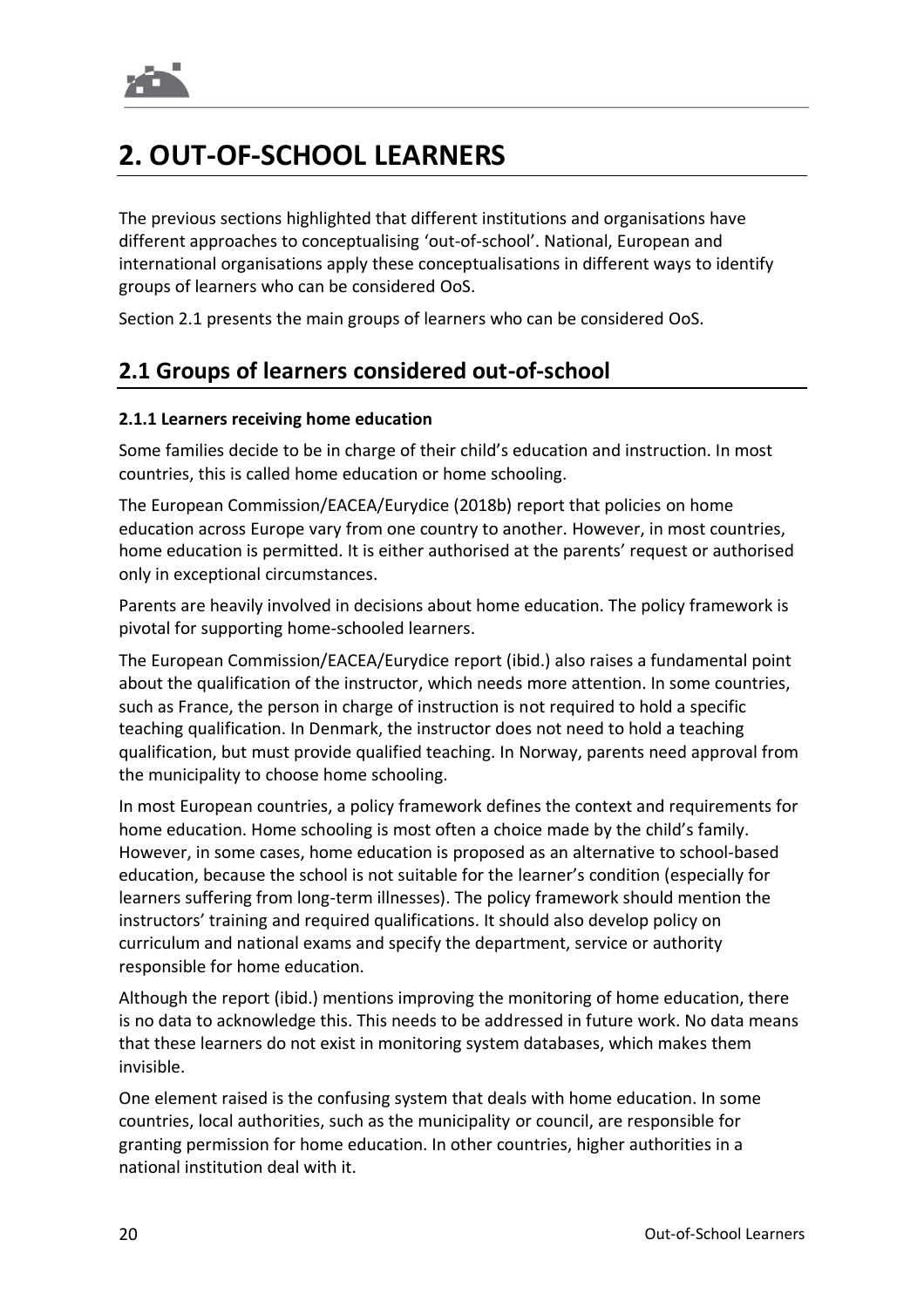# 2. OUT-OF-SCHOOL LEARNERS

The previous sections highlighted that different institutions and organisations have different approaches to conceptualising 'out-of-school'. National, European and international organisations apply these conceptualisations in different ways to identify groups of learners who can be considered OoS.

Section 2.1 presents the main groups of learners who can be considered OoS.

## 2.1 Groups of learners considered out-of-school

#### 2.1.1 Learners receiving home education

Some families decide to be in charge of their child's education and instruction. In most countries, this is called home education or home schooling.

The European Commission/EACEA/Eurydice (2018b) report that policies on home education across Europe vary from one country to another. However, in most countries, home education is permitted. It is either authorised at the parents' request or authorised only in exceptional circumstances.

Parents are heavily involved in decisions about home education. The policy framework is pivotal for supporting home-schooled learners.

The European Commission/EACEA/Eurydice report (ibid.) also raises a fundamental point about the qualification of the instructor, which needs more attention. In some countries, such as France, the person in charge of instruction is not required to hold a specific teaching qualification. In Denmark, the instructor does not need to hold a teaching qualification, but must provide qualified teaching. In Norway, parents need approval from the municipality to choose home schooling.

In most European countries, a policy framework defines the context and requirements for home education. Home schooling is most often a choice made by the child's family. However, in some cases, home education is proposed as an alternative to school-based education, because the school is not suitable for the learner's condition (especially for learners suffering from long-term illnesses). The policy framework should mention the instructors' training and required qualifications. It should also develop policy on curriculum and national exams and specify the department, service or authority responsible for home education.

Although the report (ibid.) mentions improving the monitoring of home education, there is no data to acknowledge this. This needs to be addressed in future work. No data means that these learners do not exist in monitoring system databases, which makes them invisible.

One element raised is the confusing system that deals with home education. In some countries, local authorities, such as the municipality or council, are responsible for granting permission for home education. In other countries, higher authorities in a national institution deal with it.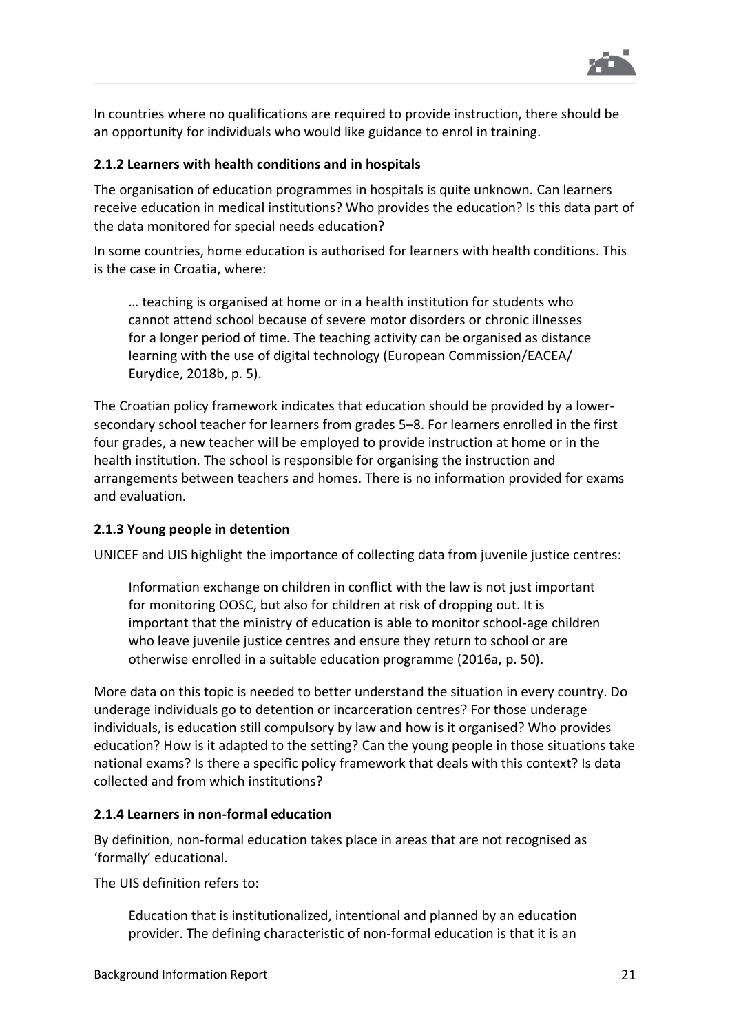In countries where no qualifications are required to provide instruction, there should be an opportunity for individuals who would like guidance to enrol in training.

### 2.1.2 Learners with health conditions and in hospitals

The organisation of education programmes in hospitals is quite unknown. Can learners receive education in medical institutions? Who provides the education? Is this data part of the data monitored for special needs education?

In some countries, home education is authorised for learners with health conditions. This is the case in Croatia, where:

> … teaching is organised at home or in a health institution for students who cannot attend school because of severe motor disorders or chronic illnesses for a longer period of time. The teaching activity can be organised as distance learning with the use of digital technology (European Commission/EACEA/ Eurydice, 2018b, p. 5).

The Croatian policy framework indicates that education should be provided by a lower-secondary school teacher for learners from grades 5–8. For learners enrolled in the first four grades, a new teacher will be employed to provide instruction at home or in the health institution. The school is responsible for organising the instruction and arrangements between teachers and homes. There is no information provided for exams and evaluation.

### 2.1.3 Young people in detention

UNICEF and UIS highlight the importance of collecting data from juvenile justice centres:

> Information exchange on children in conflict with the law is not just important for monitoring OOSC, but also for children at risk of dropping out. It is important that the ministry of education is able to monitor school-age children who leave juvenile justice centres and ensure they return to school or are otherwise enrolled in a suitable education programme (2016a, p. 50).

More data on this topic is needed to better understand the situation in every country. Do underage individuals go to detention or incarceration centres? For those underage individuals, is education still compulsory by law and how is it organised? Who provides education? How is it adapted to the setting? Can the young people in those situations take national exams? Is there a specific policy framework that deals with this context? Is data collected and from which institutions?

### 2.1.4 Learners in non-formal education

By definition, non-formal education takes place in areas that are not recognised as 'formally' educational.

The UIS definition refers to:

> Education that is institutionalized, intentional and planned by an education provider. The defining characteristic of non-formal education is that it is an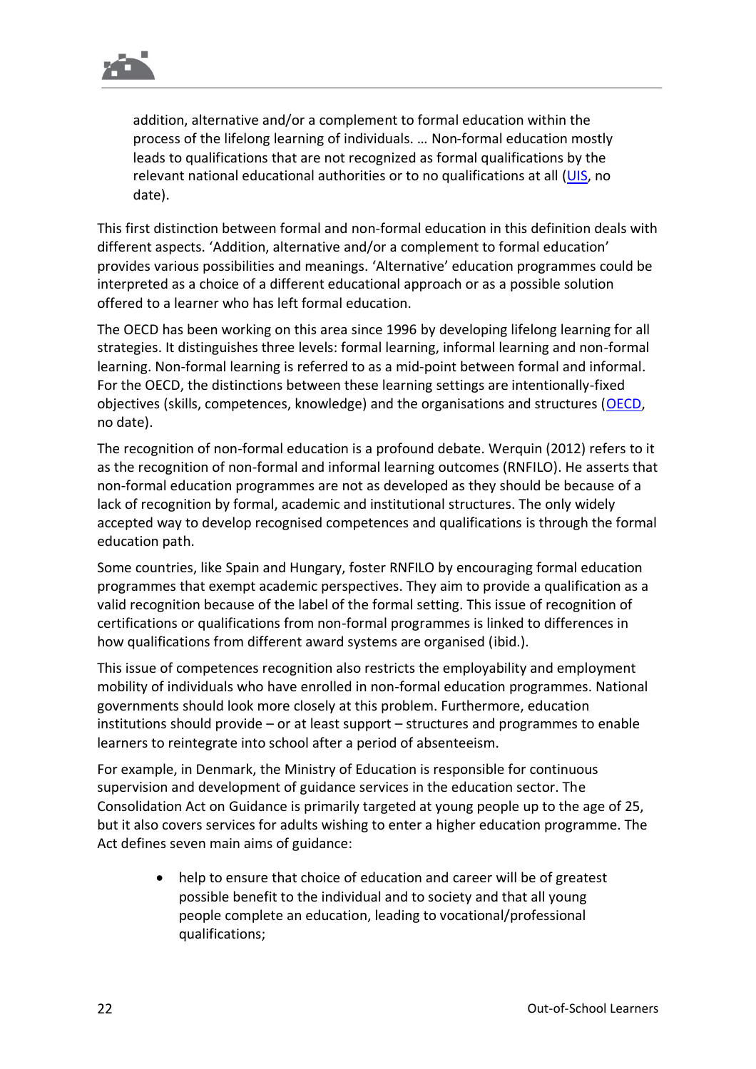> addition, alternative and/or a complement to formal education within the process of the lifelong learning of individuals. … Non-formal education mostly leads to qualifications that are not recognized as formal qualifications by the relevant national educational authorities or to no qualifications at all (UIS, no date).

This first distinction between formal and non-formal education in this definition deals with different aspects. 'Addition, alternative and/or a complement to formal education' provides various possibilities and meanings. 'Alternative' education programmes could be interpreted as a choice of a different educational approach or as a possible solution offered to a learner who has left formal education.

The OECD has been working on this area since 1996 by developing lifelong learning for all strategies. It distinguishes three levels: formal learning, informal learning and non-formal learning. Non-formal learning is referred to as a mid-point between formal and informal. For the OECD, the distinctions between these learning settings are intentionally-fixed objectives (skills, competences, knowledge) and the organisations and structures (OECD, no date).

The recognition of non-formal education is a profound debate. Werquin (2012) refers to it as the recognition of non-formal and informal learning outcomes (RNFILO). He asserts that non-formal education programmes are not as developed as they should be because of a lack of recognition by formal, academic and institutional structures. The only widely accepted way to develop recognised competences and qualifications is through the formal education path.

Some countries, like Spain and Hungary, foster RNFILO by encouraging formal education programmes that exempt academic perspectives. They aim to provide a qualification as a valid recognition because of the label of the formal setting. This issue of recognition of certifications or qualifications from non-formal programmes is linked to differences in how qualifications from different award systems are organised (ibid.).

This issue of competences recognition also restricts the employability and employment mobility of individuals who have enrolled in non-formal education programmes. National governments should look more closely at this problem. Furthermore, education institutions should provide – or at least support – structures and programmes to enable learners to reintegrate into school after a period of absenteeism.

For example, in Denmark, the Ministry of Education is responsible for continuous supervision and development of guidance services in the education sector. The Consolidation Act on Guidance is primarily targeted at young people up to the age of 25, but it also covers services for adults wishing to enter a higher education programme. The Act defines seven main aims of guidance:

- help to ensure that choice of education and career will be of greatest possible benefit to the individual and to society and that all young people complete an education, leading to vocational/professional qualifications;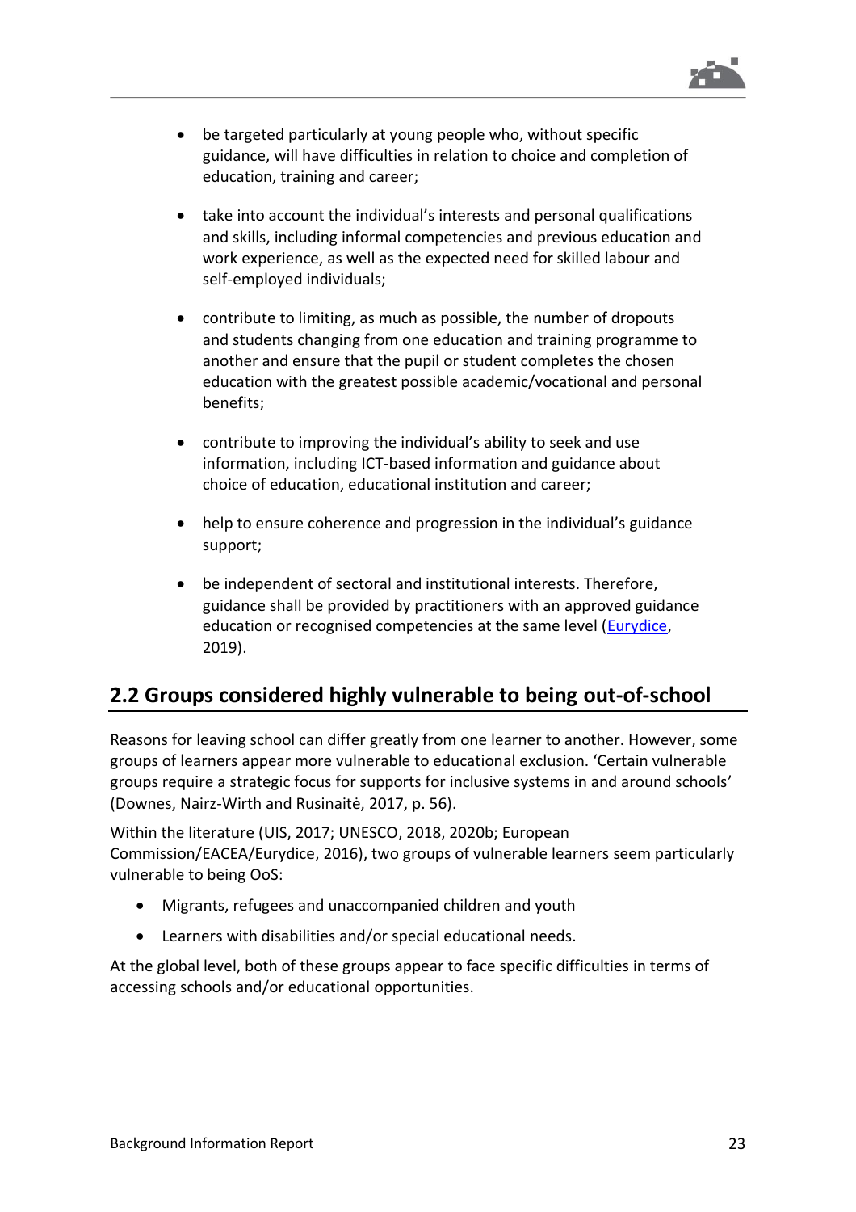- be targeted particularly at young people who, without specific guidance, will have difficulties in relation to choice and completion of education, training and career;

- take into account the individual's interests and personal qualifications and skills, including informal competencies and previous education and work experience, as well as the expected need for skilled labour and self-employed individuals;

- contribute to limiting, as much as possible, the number of dropouts and students changing from one education and training programme to another and ensure that the pupil or student completes the chosen education with the greatest possible academic/vocational and personal benefits;

- contribute to improving the individual's ability to seek and use information, including ICT-based information and guidance about choice of education, educational institution and career;

- help to ensure coherence and progression in the individual's guidance support;

- be independent of sectoral and institutional interests. Therefore, guidance shall be provided by practitioners with an approved guidance education or recognised competencies at the same level (Eurydice, 2019).

## 2.2 Groups considered highly vulnerable to being out-of-school

Reasons for leaving school can differ greatly from one learner to another. However, some groups of learners appear more vulnerable to educational exclusion. 'Certain vulnerable groups require a strategic focus for supports for inclusive systems in and around schools' (Downes, Nairz-Wirth and Rusinaitė, 2017, p. 56).

Within the literature (UIS, 2017; UNESCO, 2018, 2020b; European Commission/EACEA/Eurydice, 2016), two groups of vulnerable learners seem particularly vulnerable to being OoS:

- Migrants, refugees and unaccompanied children and youth
- Learners with disabilities and/or special educational needs.

At the global level, both of these groups appear to face specific difficulties in terms of accessing schools and/or educational opportunities.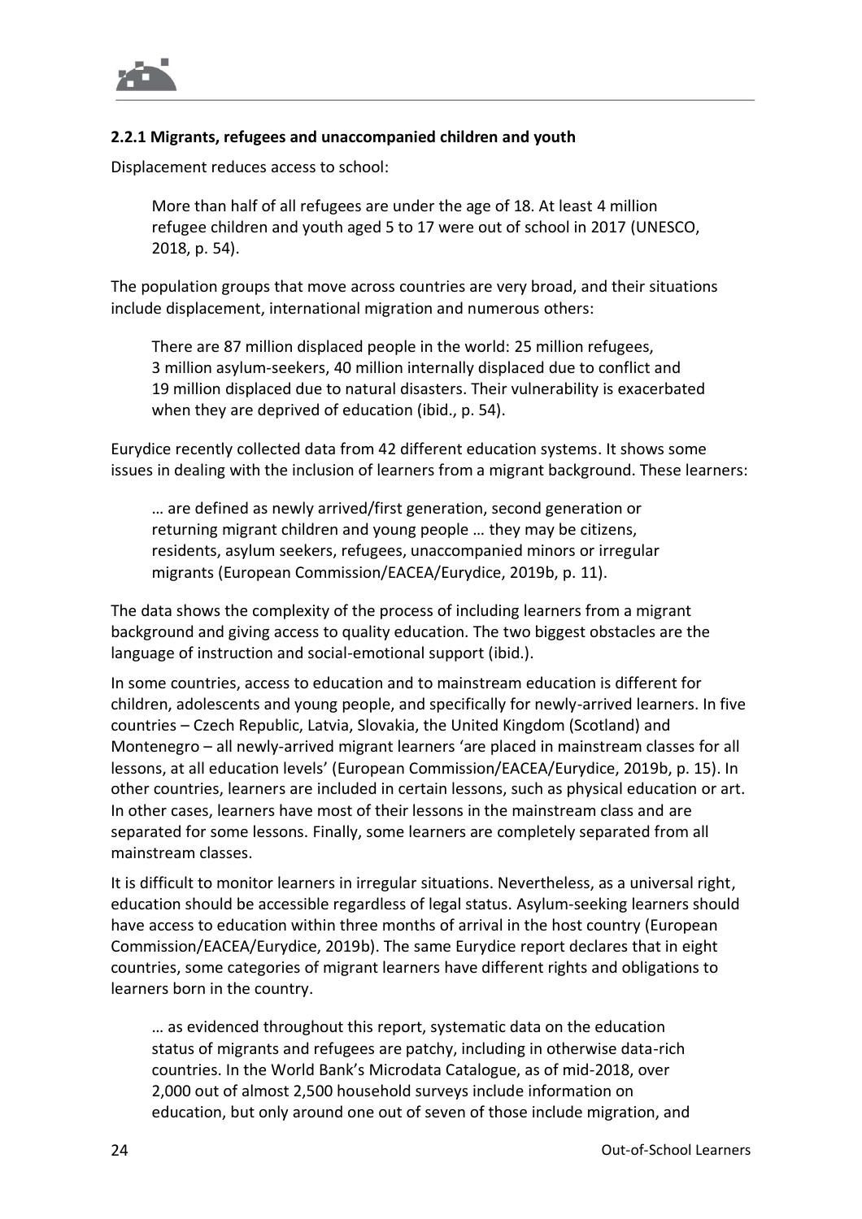### 2.2.1 Migrants, refugees and unaccompanied children and youth

Displacement reduces access to school:

> More than half of all refugees are under the age of 18. At least 4 million refugee children and youth aged 5 to 17 were out of school in 2017 (UNESCO, 2018, p. 54).

The population groups that move across countries are very broad, and their situations include displacement, international migration and numerous others:

> There are 87 million displaced people in the world: 25 million refugees, 3 million asylum-seekers, 40 million internally displaced due to conflict and 19 million displaced due to natural disasters. Their vulnerability is exacerbated when they are deprived of education (ibid., p. 54).

Eurydice recently collected data from 42 different education systems. It shows some issues in dealing with the inclusion of learners from a migrant background. These learners:

> … are defined as newly arrived/first generation, second generation or returning migrant children and young people … they may be citizens, residents, asylum seekers, refugees, unaccompanied minors or irregular migrants (European Commission/EACEA/Eurydice, 2019b, p. 11).

The data shows the complexity of the process of including learners from a migrant background and giving access to quality education. The two biggest obstacles are the language of instruction and social-emotional support (ibid.).

In some countries, access to education and to mainstream education is different for children, adolescents and young people, and specifically for newly-arrived learners. In five countries – Czech Republic, Latvia, Slovakia, the United Kingdom (Scotland) and Montenegro – all newly-arrived migrant learners 'are placed in mainstream classes for all lessons, at all education levels' (European Commission/EACEA/Eurydice, 2019b, p. 15). In other countries, learners are included in certain lessons, such as physical education or art. In other cases, learners have most of their lessons in the mainstream class and are separated for some lessons. Finally, some learners are completely separated from all mainstream classes.

It is difficult to monitor learners in irregular situations. Nevertheless, as a universal right, education should be accessible regardless of legal status. Asylum-seeking learners should have access to education within three months of arrival in the host country (European Commission/EACEA/Eurydice, 2019b). The same Eurydice report declares that in eight countries, some categories of migrant learners have different rights and obligations to learners born in the country.

> … as evidenced throughout this report, systematic data on the education status of migrants and refugees are patchy, including in otherwise data-rich countries. In the World Bank's Microdata Catalogue, as of mid-2018, over 2,000 out of almost 2,500 household surveys include information on education, but only around one out of seven of those include migration, and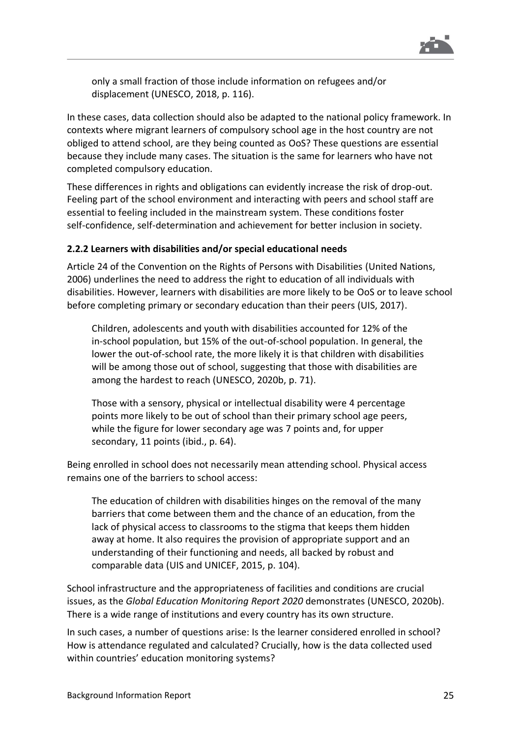only a small fraction of those include information on refugees and/or displacement (UNESCO, 2018, p. 116).

In these cases, data collection should also be adapted to the national policy framework. In contexts where migrant learners of compulsory school age in the host country are not obliged to attend school, are they being counted as OoS? These questions are essential because they include many cases. The situation is the same for learners who have not completed compulsory education.

These differences in rights and obligations can evidently increase the risk of drop-out. Feeling part of the school environment and interacting with peers and school staff are essential to feeling included in the mainstream system. These conditions foster self-confidence, self-determination and achievement for better inclusion in society.

### 2.2.2 Learners with disabilities and/or special educational needs

Article 24 of the Convention on the Rights of Persons with Disabilities (United Nations, 2006) underlines the need to address the right to education of all individuals with disabilities. However, learners with disabilities are more likely to be OoS or to leave school before completing primary or secondary education than their peers (UIS, 2017).

> Children, adolescents and youth with disabilities accounted for 12% of the in-school population, but 15% of the out-of-school population. In general, the lower the out-of-school rate, the more likely it is that children with disabilities will be among those out of school, suggesting that those with disabilities are among the hardest to reach (UNESCO, 2020b, p. 71).
>
> Those with a sensory, physical or intellectual disability were 4 percentage points more likely to be out of school than their primary school age peers, while the figure for lower secondary age was 7 points and, for upper secondary, 11 points (ibid., p. 64).

Being enrolled in school does not necessarily mean attending school. Physical access remains one of the barriers to school access:

> The education of children with disabilities hinges on the removal of the many barriers that come between them and the chance of an education, from the lack of physical access to classrooms to the stigma that keeps them hidden away at home. It also requires the provision of appropriate support and an understanding of their functioning and needs, all backed by robust and comparable data (UIS and UNICEF, 2015, p. 104).

School infrastructure and the appropriateness of facilities and conditions are crucial issues, as the *Global Education Monitoring Report 2020* demonstrates (UNESCO, 2020b). There is a wide range of institutions and every country has its own structure.

In such cases, a number of questions arise: Is the learner considered enrolled in school? How is attendance regulated and calculated? Crucially, how is the data collected used within countries' education monitoring systems?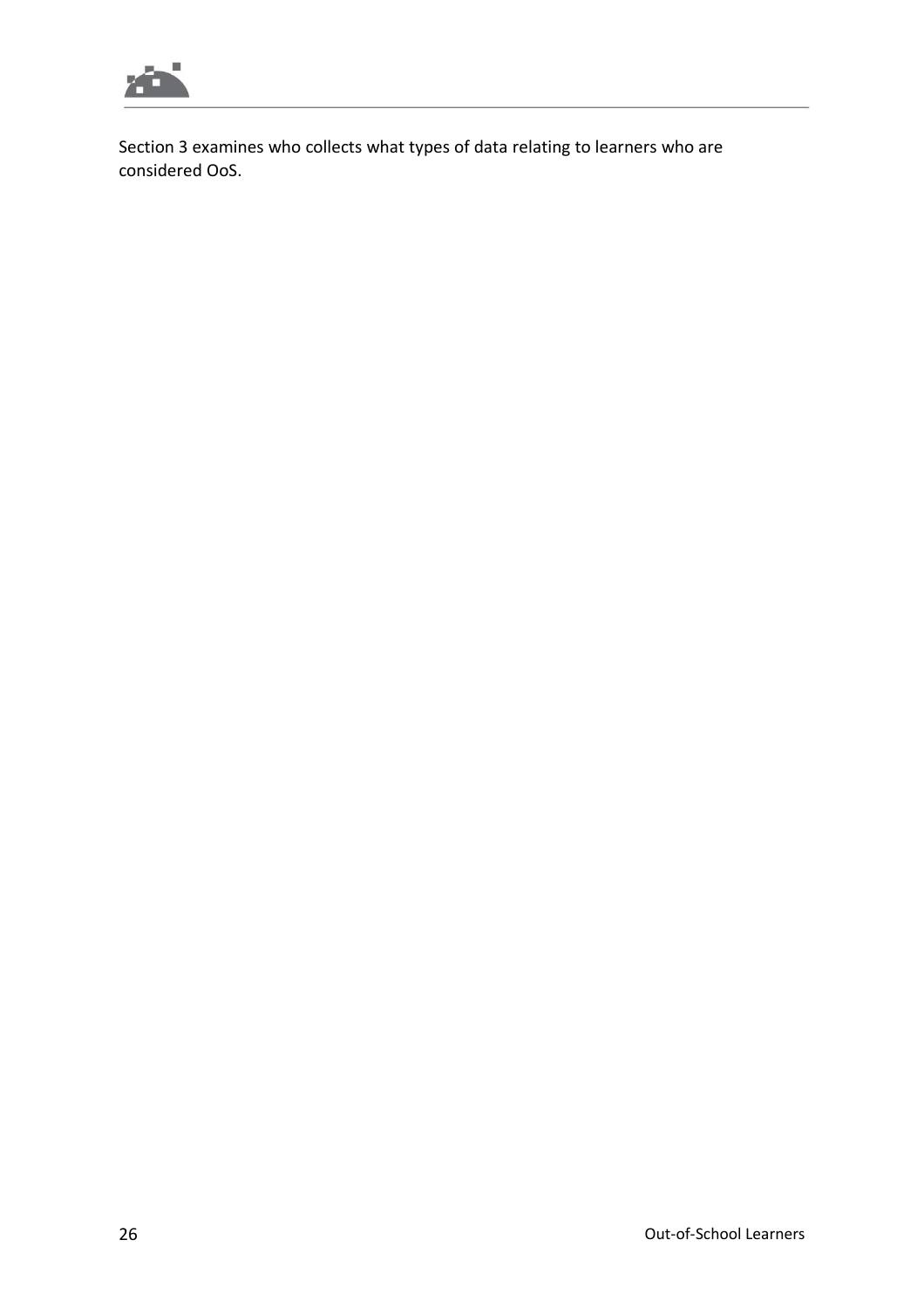Section 3 examines who collects what types of data relating to learners who are considered OoS.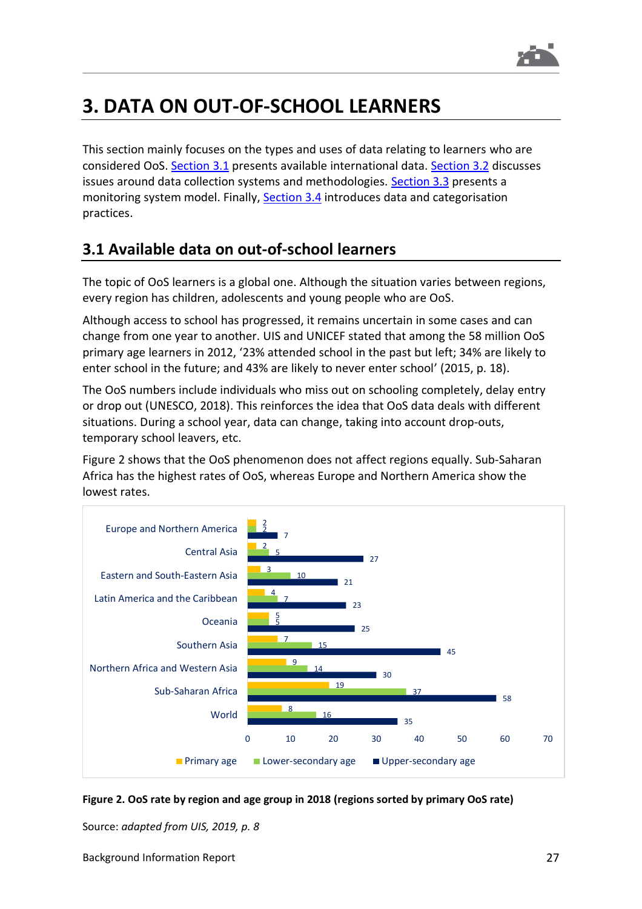# 3. DATA ON OUT-OF-SCHOOL LEARNERS

This section mainly focuses on the types and uses of data relating to learners who are considered OoS. Section 3.1 presents available international data. Section 3.2 discusses issues around data collection systems and methodologies. Section 3.3 presents a monitoring system model. Finally, Section 3.4 introduces data and categorisation practices.

## 3.1 Available data on out-of-school learners

The topic of OoS learners is a global one. Although the situation varies between regions, every region has children, adolescents and young people who are OoS.

Although access to school has progressed, it remains uncertain in some cases and can change from one year to another. UIS and UNICEF stated that among the 58 million OoS primary age learners in 2012, '23% attended school in the past but left; 34% are likely to enter school in the future; and 43% are likely to never enter school' (2015, p. 18).

The OoS numbers include individuals who miss out on schooling completely, delay entry or drop out (UNESCO, 2018). This reinforces the idea that OoS data deals with different situations. During a school year, data can change, taking into account drop-outs, temporary school leavers, etc.

Figure 2 shows that the OoS phenomenon does not affect regions equally. Sub-Saharan Africa has the highest rates of OoS, whereas Europe and Northern America show the lowest rates.

| Region | Primary age | Lower-secondary age | Upper-secondary age |
|---|---|---|---|
| Europe and Northern America | 2 | 2 | 7 |
| Central Asia | 2 | 5 | 27 |
| Eastern and South-Eastern Asia | 3 | 10 | 21 |
| Latin America and the Caribbean | 4 | 7 | 23 |
| Oceania | 5 | 5 | 25 |
| Southern Asia | 7 | 15 | 45 |
| Northern Africa and Western Asia | 9 | 14 | 30 |
| Sub-Saharan Africa | 19 | 37 | 58 |
| World | 8 | 16 | 35 |

**Figure 2. OoS rate by region and age group in 2018 (regions sorted by primary OoS rate)**

Source: *adapted from UIS, 2019, p. 8*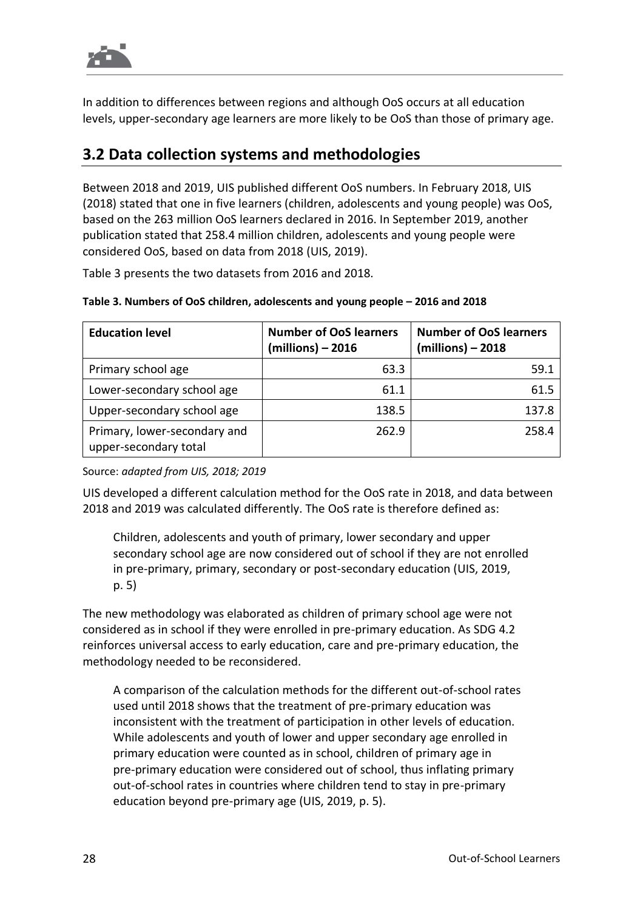In addition to differences between regions and although OoS occurs at all education levels, upper-secondary age learners are more likely to be OoS than those of primary age.

## 3.2 Data collection systems and methodologies

Between 2018 and 2019, UIS published different OoS numbers. In February 2018, UIS (2018) stated that one in five learners (children, adolescents and young people) was OoS, based on the 263 million OoS learners declared in 2016. In September 2019, another publication stated that 258.4 million children, adolescents and young people were considered OoS, based on data from 2018 (UIS, 2019).

Table 3 presents the two datasets from 2016 and 2018.

**Table 3. Numbers of OoS children, adolescents and young people – 2016 and 2018**

| Education level | Number of OoS learners (millions) – 2016 | Number of OoS learners (millions) – 2018 |
|---|---|---|
| Primary school age | 63.3 | 59.1 |
| Lower-secondary school age | 61.1 | 61.5 |
| Upper-secondary school age | 138.5 | 137.8 |
| Primary, lower-secondary and upper-secondary total | 262.9 | 258.4 |

Source: *adapted from UIS, 2018; 2019*

UIS developed a different calculation method for the OoS rate in 2018, and data between 2018 and 2019 was calculated differently. The OoS rate is therefore defined as:

> Children, adolescents and youth of primary, lower secondary and upper secondary school age are now considered out of school if they are not enrolled in pre-primary, primary, secondary or post-secondary education (UIS, 2019, p. 5)

The new methodology was elaborated as children of primary school age were not considered as in school if they were enrolled in pre-primary education. As SDG 4.2 reinforces universal access to early education, care and pre-primary education, the methodology needed to be reconsidered.

> A comparison of the calculation methods for the different out-of-school rates used until 2018 shows that the treatment of pre-primary education was inconsistent with the treatment of participation in other levels of education. While adolescents and youth of lower and upper secondary age enrolled in primary education were counted as in school, children of primary age in pre-primary education were considered out of school, thus inflating primary out-of-school rates in countries where children tend to stay in pre-primary education beyond pre-primary age (UIS, 2019, p. 5).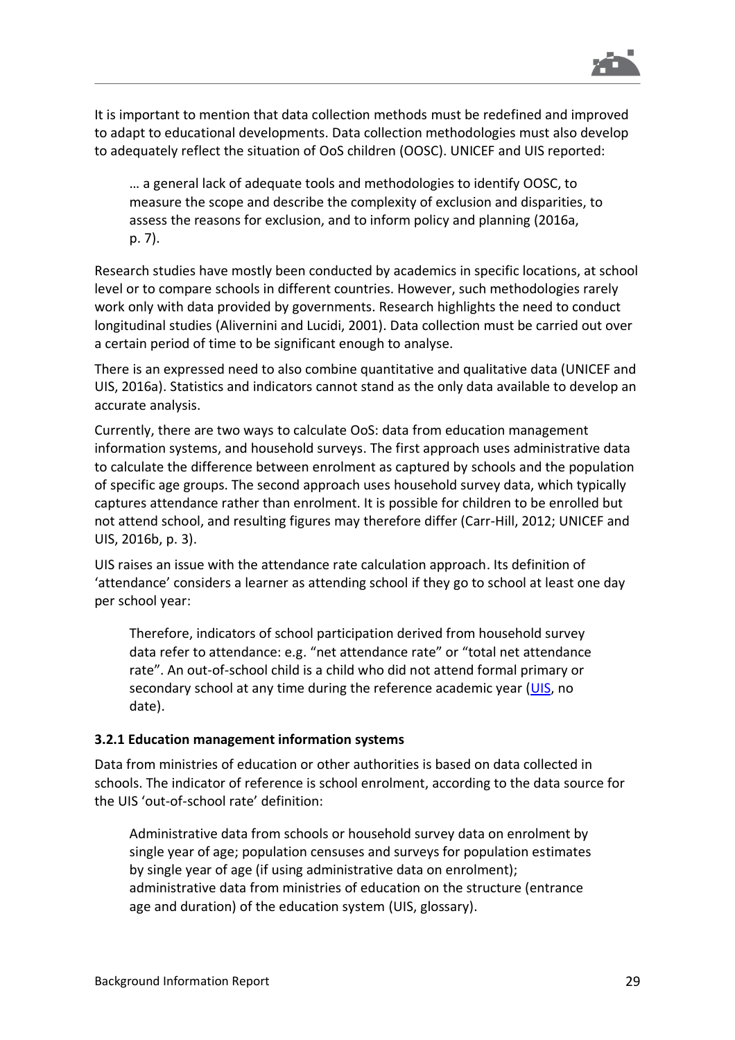It is important to mention that data collection methods must be redefined and improved to adapt to educational developments. Data collection methodologies must also develop to adequately reflect the situation of OoS children (OOSC). UNICEF and UIS reported:

> … a general lack of adequate tools and methodologies to identify OOSC, to measure the scope and describe the complexity of exclusion and disparities, to assess the reasons for exclusion, and to inform policy and planning (2016a, p. 7).

Research studies have mostly been conducted by academics in specific locations, at school level or to compare schools in different countries. However, such methodologies rarely work only with data provided by governments. Research highlights the need to conduct longitudinal studies (Alivernini and Lucidi, 2001). Data collection must be carried out over a certain period of time to be significant enough to analyse.

There is an expressed need to also combine quantitative and qualitative data (UNICEF and UIS, 2016a). Statistics and indicators cannot stand as the only data available to develop an accurate analysis.

Currently, there are two ways to calculate OoS: data from education management information systems, and household surveys. The first approach uses administrative data to calculate the difference between enrolment as captured by schools and the population of specific age groups. The second approach uses household survey data, which typically captures attendance rather than enrolment. It is possible for children to be enrolled but not attend school, and resulting figures may therefore differ (Carr-Hill, 2012; UNICEF and UIS, 2016b, p. 3).

UIS raises an issue with the attendance rate calculation approach. Its definition of 'attendance' considers a learner as attending school if they go to school at least one day per school year:

> Therefore, indicators of school participation derived from household survey data refer to attendance: e.g. "net attendance rate" or "total net attendance rate". An out-of-school child is a child who did not attend formal primary or secondary school at any time during the reference academic year (UIS, no date).

### 3.2.1 Education management information systems

Data from ministries of education or other authorities is based on data collected in schools. The indicator of reference is school enrolment, according to the data source for the UIS 'out-of-school rate' definition:

> Administrative data from schools or household survey data on enrolment by single year of age; population censuses and surveys for population estimates by single year of age (if using administrative data on enrolment); administrative data from ministries of education on the structure (entrance age and duration) of the education system (UIS, glossary).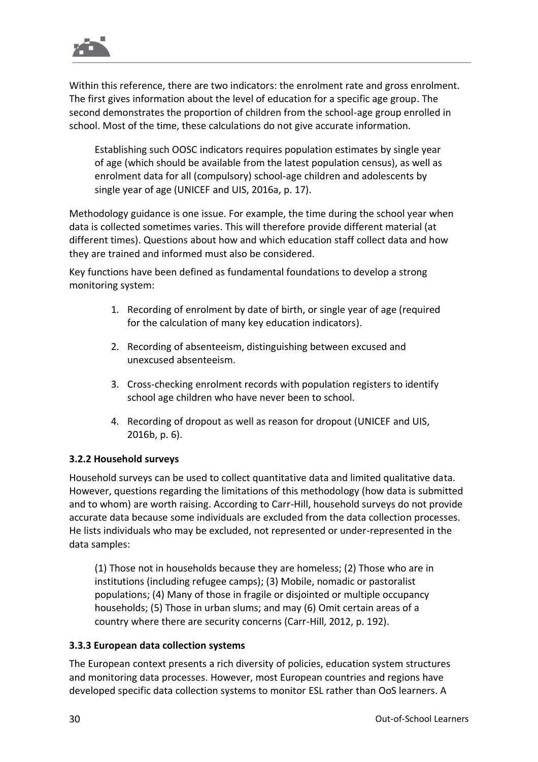Within this reference, there are two indicators: the enrolment rate and gross enrolment. The first gives information about the level of education for a specific age group. The second demonstrates the proportion of children from the school-age group enrolled in school. Most of the time, these calculations do not give accurate information.

> Establishing such OOSC indicators requires population estimates by single year of age (which should be available from the latest population census), as well as enrolment data for all (compulsory) school-age children and adolescents by single year of age (UNICEF and UIS, 2016a, p. 17).

Methodology guidance is one issue. For example, the time during the school year when data is collected sometimes varies. This will therefore provide different material (at different times). Questions about how and which education staff collect data and how they are trained and informed must also be considered.

Key functions have been defined as fundamental foundations to develop a strong monitoring system:

1. Recording of enrolment by date of birth, or single year of age (required for the calculation of many key education indicators).
2. Recording of absenteeism, distinguishing between excused and unexcused absenteeism.
3. Cross-checking enrolment records with population registers to identify school age children who have never been to school.
4. Recording of dropout as well as reason for dropout (UNICEF and UIS, 2016b, p. 6).

### 3.2.2 Household surveys

Household surveys can be used to collect quantitative data and limited qualitative data. However, questions regarding the limitations of this methodology (how data is submitted and to whom) are worth raising. According to Carr-Hill, household surveys do not provide accurate data because some individuals are excluded from the data collection processes. He lists individuals who may be excluded, not represented or under-represented in the data samples:

> (1) Those not in households because they are homeless; (2) Those who are in institutions (including refugee camps); (3) Mobile, nomadic or pastoralist populations; (4) Many of those in fragile or disjointed or multiple occupancy households; (5) Those in urban slums; and may (6) Omit certain areas of a country where there are security concerns (Carr-Hill, 2012, p. 192).

### 3.3.3 European data collection systems

The European context presents a rich diversity of policies, education system structures and monitoring data processes. However, most European countries and regions have developed specific data collection systems to monitor ESL rather than OoS learners. A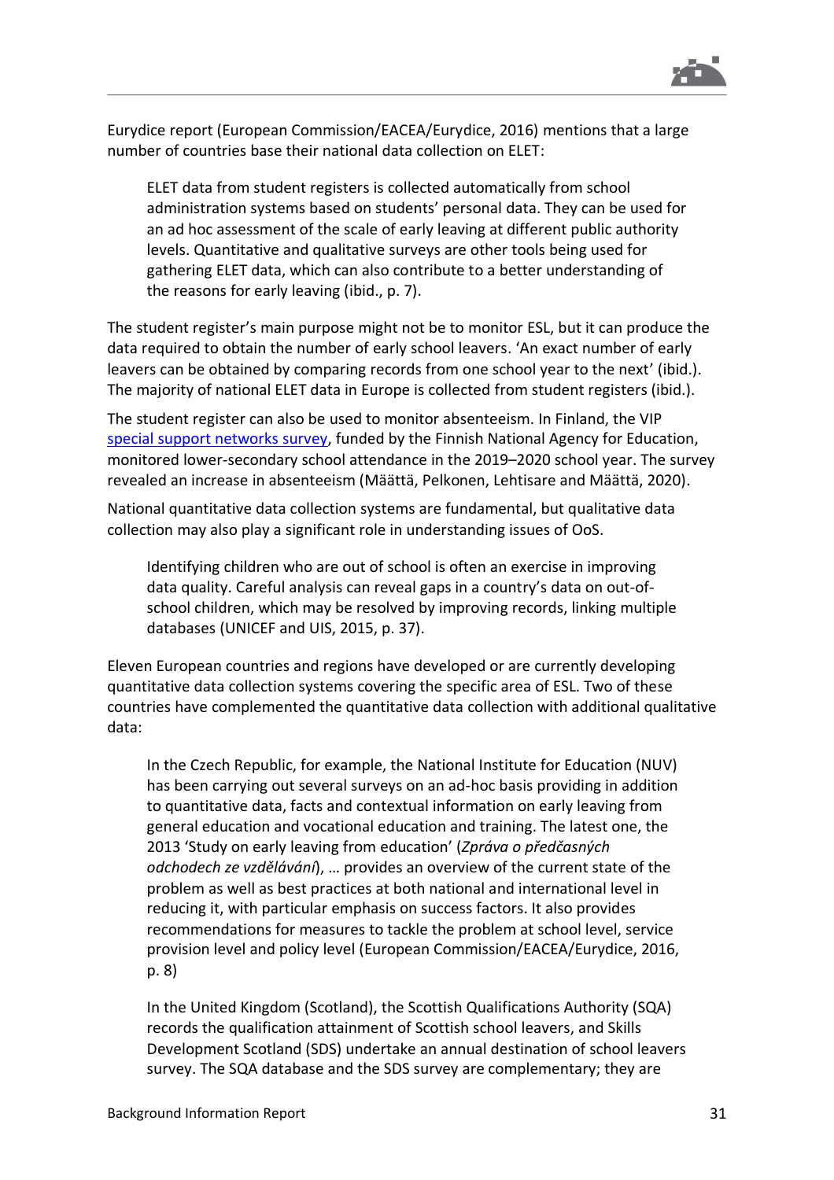Eurydice report (European Commission/EACEA/Eurydice, 2016) mentions that a large number of countries base their national data collection on ELET:

> ELET data from student registers is collected automatically from school administration systems based on students' personal data. They can be used for an ad hoc assessment of the scale of early leaving at different public authority levels. Quantitative and qualitative surveys are other tools being used for gathering ELET data, which can also contribute to a better understanding of the reasons for early leaving (ibid., p. 7).

The student register's main purpose might not be to monitor ESL, but it can produce the data required to obtain the number of early school leavers. 'An exact number of early leavers can be obtained by comparing records from one school year to the next' (ibid.). The majority of national ELET data in Europe is collected from student registers (ibid.).

The student register can also be used to monitor absenteeism. In Finland, the VIP special support networks survey, funded by the Finnish National Agency for Education, monitored lower-secondary school attendance in the 2019–2020 school year. The survey revealed an increase in absenteeism (Määttä, Pelkonen, Lehtisare and Määttä, 2020).

National quantitative data collection systems are fundamental, but qualitative data collection may also play a significant role in understanding issues of OoS.

> Identifying children who are out of school is often an exercise in improving data quality. Careful analysis can reveal gaps in a country's data on out-of-school children, which may be resolved by improving records, linking multiple databases (UNICEF and UIS, 2015, p. 37).

Eleven European countries and regions have developed or are currently developing quantitative data collection systems covering the specific area of ESL. Two of these countries have complemented the quantitative data collection with additional qualitative data:

> In the Czech Republic, for example, the National Institute for Education (NUV) has been carrying out several surveys on an ad-hoc basis providing in addition to quantitative data, facts and contextual information on early leaving from general education and vocational education and training. The latest one, the 2013 'Study on early leaving from education' (*Zpráva o předčasných odchodech ze vzdělávání*), … provides an overview of the current state of the problem as well as best practices at both national and international level in reducing it, with particular emphasis on success factors. It also provides recommendations for measures to tackle the problem at school level, service provision level and policy level (European Commission/EACEA/Eurydice, 2016, p. 8)

> In the United Kingdom (Scotland), the Scottish Qualifications Authority (SQA) records the qualification attainment of Scottish school leavers, and Skills Development Scotland (SDS) undertake an annual destination of school leavers survey. The SQA database and the SDS survey are complementary; they are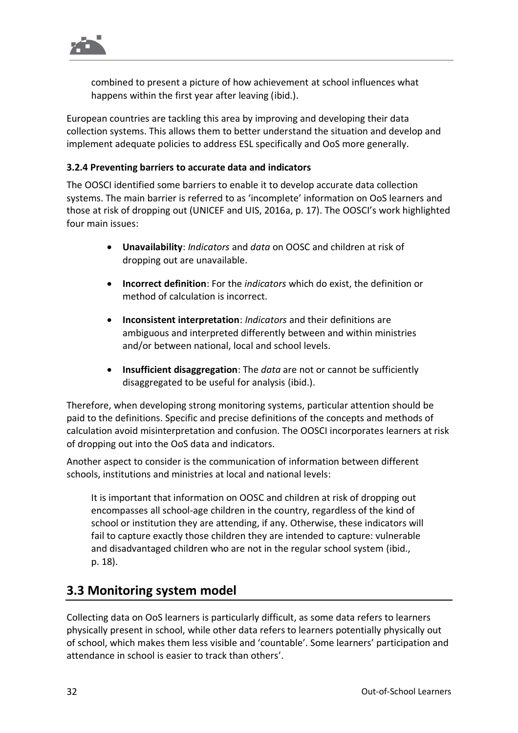combined to present a picture of how achievement at school influences what happens within the first year after leaving (ibid.).

European countries are tackling this area by improving and developing their data collection systems. This allows them to better understand the situation and develop and implement adequate policies to address ESL specifically and OoS more generally.

#### 3.2.4 Preventing barriers to accurate data and indicators

The OOSCI identified some barriers to enable it to develop accurate data collection systems. The main barrier is referred to as 'incomplete' information on OoS learners and those at risk of dropping out (UNICEF and UIS, 2016a, p. 17). The OOSCI's work highlighted four main issues:

- **Unavailability**: *Indicators* and *data* on OOSC and children at risk of dropping out are unavailable.
- **Incorrect definition**: For the *indicators* which do exist, the definition or method of calculation is incorrect.
- **Inconsistent interpretation**: *Indicators* and their definitions are ambiguous and interpreted differently between and within ministries and/or between national, local and school levels.
- **Insufficient disaggregation**: The *data* are not or cannot be sufficiently disaggregated to be useful for analysis (ibid.).

Therefore, when developing strong monitoring systems, particular attention should be paid to the definitions. Specific and precise definitions of the concepts and methods of calculation avoid misinterpretation and confusion. The OOSCI incorporates learners at risk of dropping out into the OoS data and indicators.

Another aspect to consider is the communication of information between different schools, institutions and ministries at local and national levels:

> It is important that information on OOSC and children at risk of dropping out encompasses all school-age children in the country, regardless of the kind of school or institution they are attending, if any. Otherwise, these indicators will fail to capture exactly those children they are intended to capture: vulnerable and disadvantaged children who are not in the regular school system (ibid., p. 18).

## 3.3 Monitoring system model

Collecting data on OoS learners is particularly difficult, as some data refers to learners physically present in school, while other data refers to learners potentially physically out of school, which makes them less visible and 'countable'. Some learners' participation and attendance in school is easier to track than others'.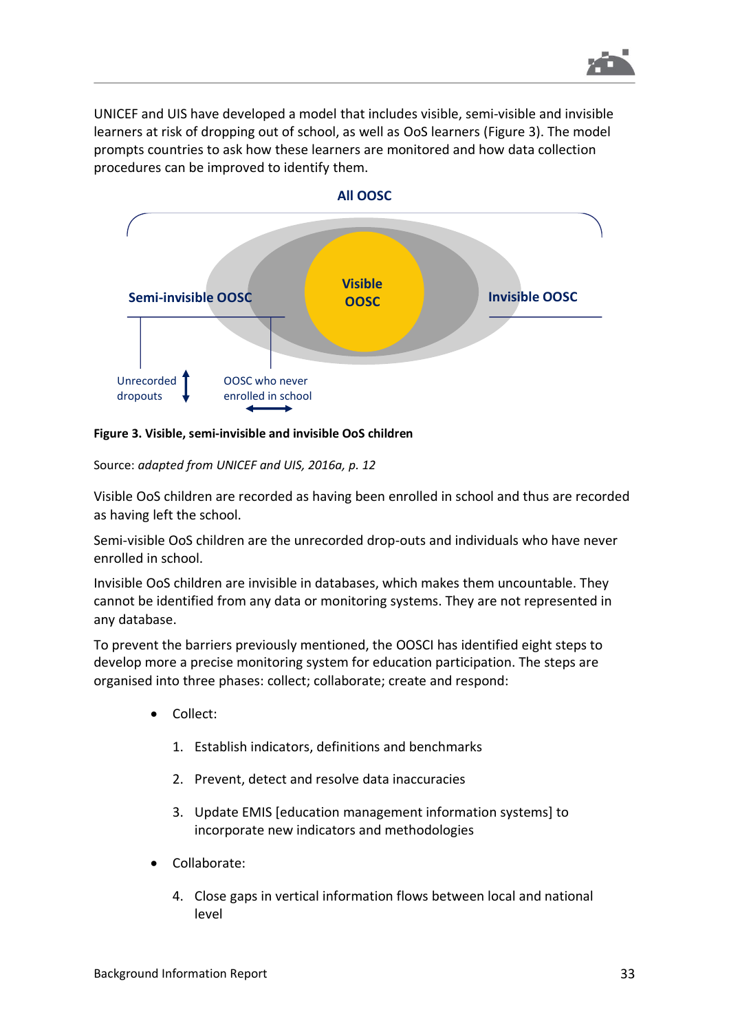UNICEF and UIS have developed a model that includes visible, semi-visible and invisible learners at risk of dropping out of school, as well as OoS learners (Figure 3). The model prompts countries to ask how these learners are monitored and how data collection procedures can be improved to identify them.

All OOSC

Semi-invisible OOSC

Visible OOSC

Invisible OOSC

Unrecorded dropouts

OOSC who never enrolled in school

**Figure 3. Visible, semi-invisible and invisible OoS children**

Source: *adapted from UNICEF and UIS, 2016a, p. 12*

Visible OoS children are recorded as having been enrolled in school and thus are recorded as having left the school.

Semi-visible OoS children are the unrecorded drop-outs and individuals who have never enrolled in school.

Invisible OoS children are invisible in databases, which makes them uncountable. They cannot be identified from any data or monitoring systems. They are not represented in any database.

To prevent the barriers previously mentioned, the OOSCI has identified eight steps to develop more a precise monitoring system for education participation. The steps are organised into three phases: collect; collaborate; create and respond:

- Collect:
  1. Establish indicators, definitions and benchmarks
  2. Prevent, detect and resolve data inaccuracies
  3. Update EMIS [education management information systems] to incorporate new indicators and methodologies
- Collaborate:
  4. Close gaps in vertical information flows between local and national level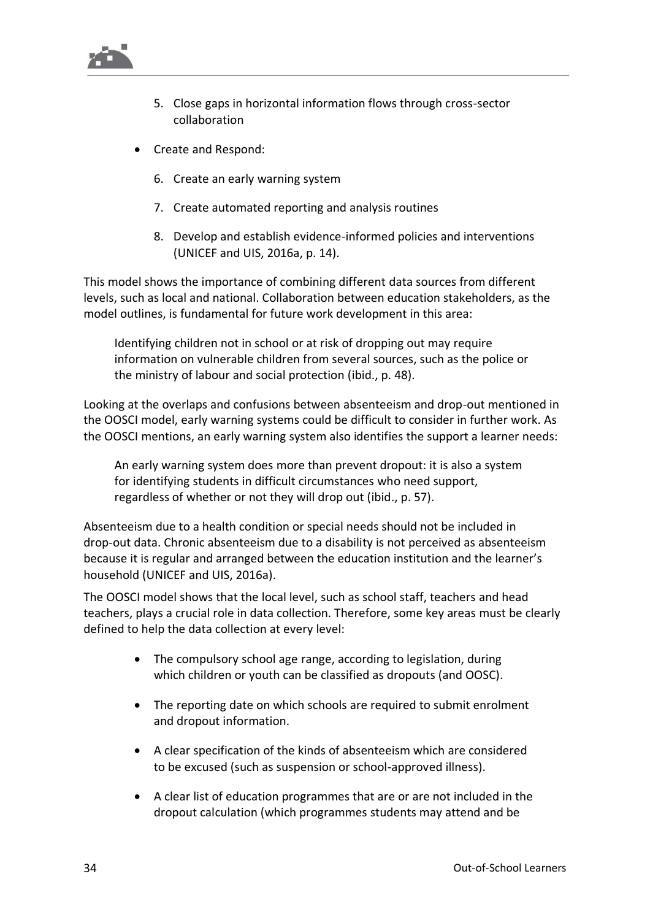5. Close gaps in horizontal information flows through cross-sector collaboration

- Create and Respond:

6. Create an early warning system
7. Create automated reporting and analysis routines
8. Develop and establish evidence-informed policies and interventions (UNICEF and UIS, 2016a, p. 14).

This model shows the importance of combining different data sources from different levels, such as local and national. Collaboration between education stakeholders, as the model outlines, is fundamental for future work development in this area:

> Identifying children not in school or at risk of dropping out may require information on vulnerable children from several sources, such as the police or the ministry of labour and social protection (ibid., p. 48).

Looking at the overlaps and confusions between absenteeism and drop-out mentioned in the OOSCI model, early warning systems could be difficult to consider in further work. As the OOSCI mentions, an early warning system also identifies the support a learner needs:

> An early warning system does more than prevent dropout: it is also a system for identifying students in difficult circumstances who need support, regardless of whether or not they will drop out (ibid., p. 57).

Absenteeism due to a health condition or special needs should not be included in drop-out data. Chronic absenteeism due to a disability is not perceived as absenteeism because it is regular and arranged between the education institution and the learner's household (UNICEF and UIS, 2016a).

The OOSCI model shows that the local level, such as school staff, teachers and head teachers, plays a crucial role in data collection. Therefore, some key areas must be clearly defined to help the data collection at every level:

- The compulsory school age range, according to legislation, during which children or youth can be classified as dropouts (and OOSC).
- The reporting date on which schools are required to submit enrolment and dropout information.
- A clear specification of the kinds of absenteeism which are considered to be excused (such as suspension or school-approved illness).
- A clear list of education programmes that are or are not included in the dropout calculation (which programmes students may attend and be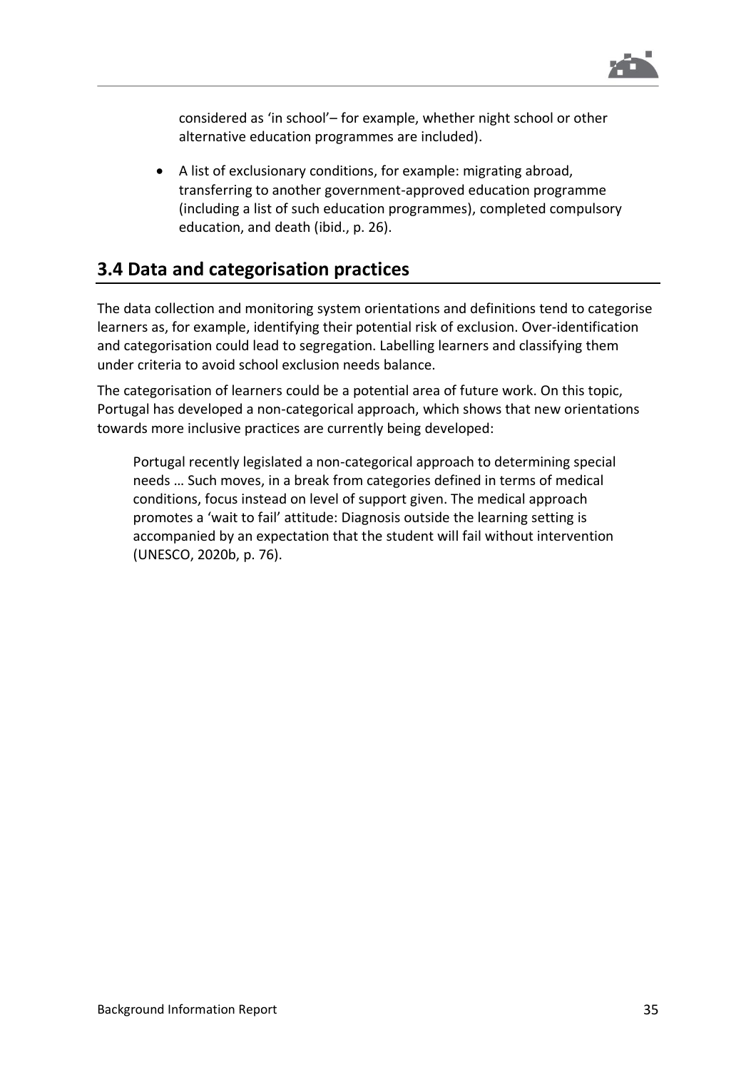considered as 'in school'– for example, whether night school or other alternative education programmes are included).

- A list of exclusionary conditions, for example: migrating abroad, transferring to another government-approved education programme (including a list of such education programmes), completed compulsory education, and death (ibid., p. 26).

## 3.4 Data and categorisation practices

The data collection and monitoring system orientations and definitions tend to categorise learners as, for example, identifying their potential risk of exclusion. Over-identification and categorisation could lead to segregation. Labelling learners and classifying them under criteria to avoid school exclusion needs balance.

The categorisation of learners could be a potential area of future work. On this topic, Portugal has developed a non-categorical approach, which shows that new orientations towards more inclusive practices are currently being developed:

> Portugal recently legislated a non-categorical approach to determining special needs … Such moves, in a break from categories defined in terms of medical conditions, focus instead on level of support given. The medical approach promotes a 'wait to fail' attitude: Diagnosis outside the learning setting is accompanied by an expectation that the student will fail without intervention (UNESCO, 2020b, p. 76).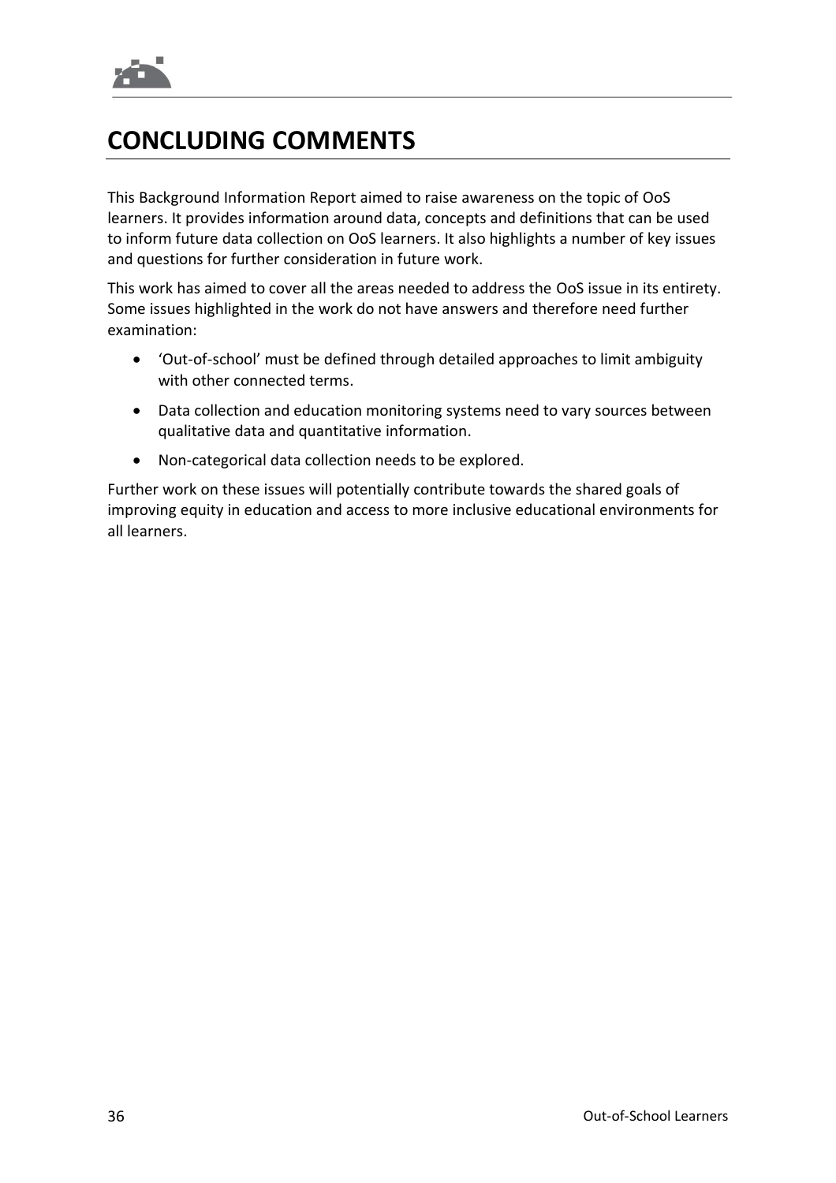# CONCLUDING COMMENTS

This Background Information Report aimed to raise awareness on the topic of OoS learners. It provides information around data, concepts and definitions that can be used to inform future data collection on OoS learners. It also highlights a number of key issues and questions for further consideration in future work.

This work has aimed to cover all the areas needed to address the OoS issue in its entirety. Some issues highlighted in the work do not have answers and therefore need further examination:

- 'Out-of-school' must be defined through detailed approaches to limit ambiguity with other connected terms.
- Data collection and education monitoring systems need to vary sources between qualitative data and quantitative information.
- Non-categorical data collection needs to be explored.

Further work on these issues will potentially contribute towards the shared goals of improving equity in education and access to more inclusive educational environments for all learners.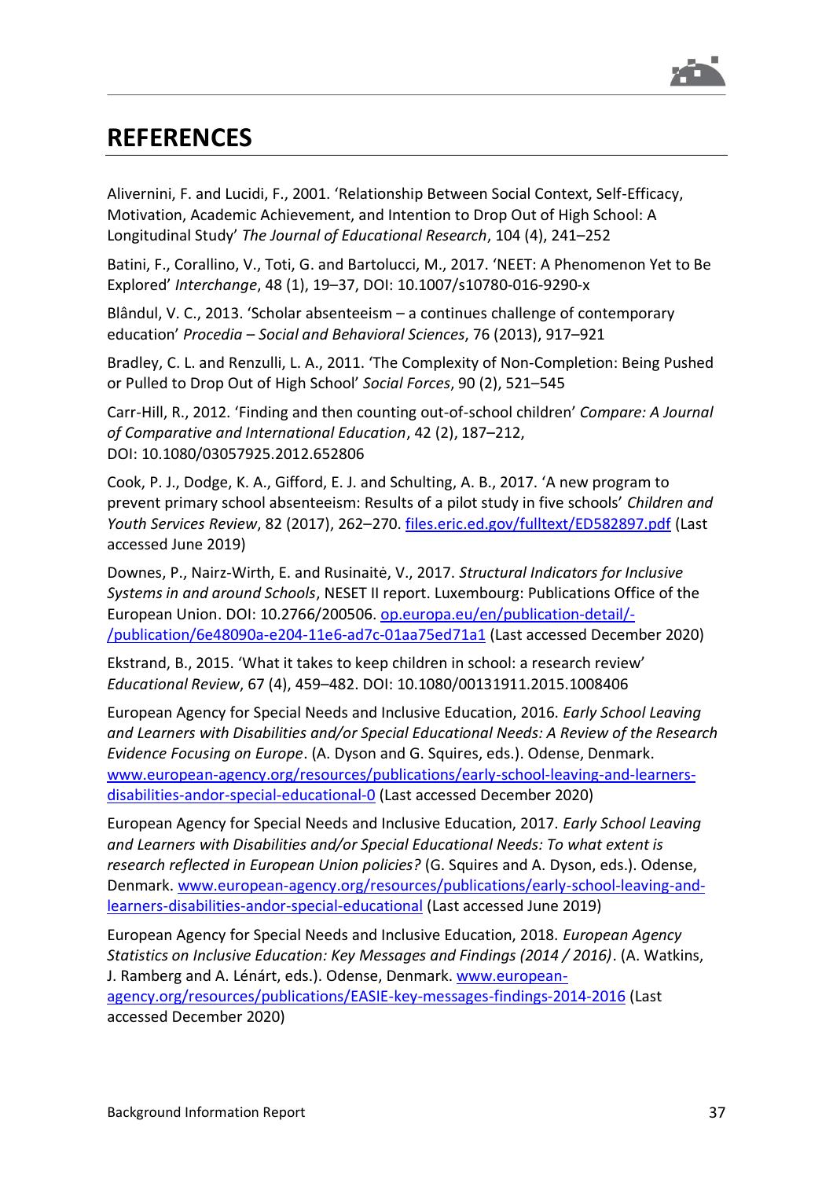# REFERENCES

Alivernini, F. and Lucidi, F., 2001. 'Relationship Between Social Context, Self-Efficacy, Motivation, Academic Achievement, and Intention to Drop Out of High School: A Longitudinal Study' *The Journal of Educational Research*, 104 (4), 241–252

Batini, F., Corallino, V., Toti, G. and Bartolucci, M., 2017. 'NEET: A Phenomenon Yet to Be Explored' *Interchange*, 48 (1), 19–37, DOI: 10.1007/s10780-016-9290-x

Blândul, V. C., 2013. 'Scholar absenteeism – a continues challenge of contemporary education' *Procedia – Social and Behavioral Sciences*, 76 (2013), 917–921

Bradley, C. L. and Renzulli, L. A., 2011. 'The Complexity of Non-Completion: Being Pushed or Pulled to Drop Out of High School' *Social Forces*, 90 (2), 521–545

Carr-Hill, R., 2012. 'Finding and then counting out-of-school children' *Compare: A Journal of Comparative and International Education*, 42 (2), 187–212, DOI: 10.1080/03057925.2012.652806

Cook, P. J., Dodge, K. A., Gifford, E. J. and Schulting, A. B., 2017. 'A new program to prevent primary school absenteeism: Results of a pilot study in five schools' *Children and Youth Services Review*, 82 (2017), 262–270. [files.eric.ed.gov/fulltext/ED582897.pdf](files.eric.ed.gov/fulltext/ED582897.pdf) (Last accessed June 2019)

Downes, P., Nairz-Wirth, E. and Rusinaitė, V., 2017. *Structural Indicators for Inclusive Systems in and around Schools*, NESET II report. Luxembourg: Publications Office of the European Union. DOI: 10.2766/200506. [op.europa.eu/en/publication-detail/-/publication/6e48090a-e204-11e6-ad7c-01aa75ed71a1](op.europa.eu/en/publication-detail/-/publication/6e48090a-e204-11e6-ad7c-01aa75ed71a1) (Last accessed December 2020)

Ekstrand, B., 2015. 'What it takes to keep children in school: a research review' *Educational Review*, 67 (4), 459–482. DOI: 10.1080/00131911.2015.1008406

European Agency for Special Needs and Inclusive Education, 2016. *Early School Leaving and Learners with Disabilities and/or Special Educational Needs: A Review of the Research Evidence Focusing on Europe*. (A. Dyson and G. Squires, eds.). Odense, Denmark. [www.european-agency.org/resources/publications/early-school-leaving-and-learners-disabilities-andor-special-educational-0](www.european-agency.org/resources/publications/early-school-leaving-and-learners-disabilities-andor-special-educational-0) (Last accessed December 2020)

European Agency for Special Needs and Inclusive Education, 2017. *Early School Leaving and Learners with Disabilities and/or Special Educational Needs: To what extent is research reflected in European Union policies?* (G. Squires and A. Dyson, eds.). Odense, Denmark. [www.european-agency.org/resources/publications/early-school-leaving-and-learners-disabilities-andor-special-educational](www.european-agency.org/resources/publications/early-school-leaving-and-learners-disabilities-andor-special-educational) (Last accessed June 2019)

European Agency for Special Needs and Inclusive Education, 2018. *European Agency Statistics on Inclusive Education: Key Messages and Findings (2014 / 2016)*. (A. Watkins, J. Ramberg and A. Lénárt, eds.). Odense, Denmark. [www.european-agency.org/resources/publications/EASIE-key-messages-findings-2014-2016](www.european-agency.org/resources/publications/EASIE-key-messages-findings-2014-2016) (Last accessed December 2020)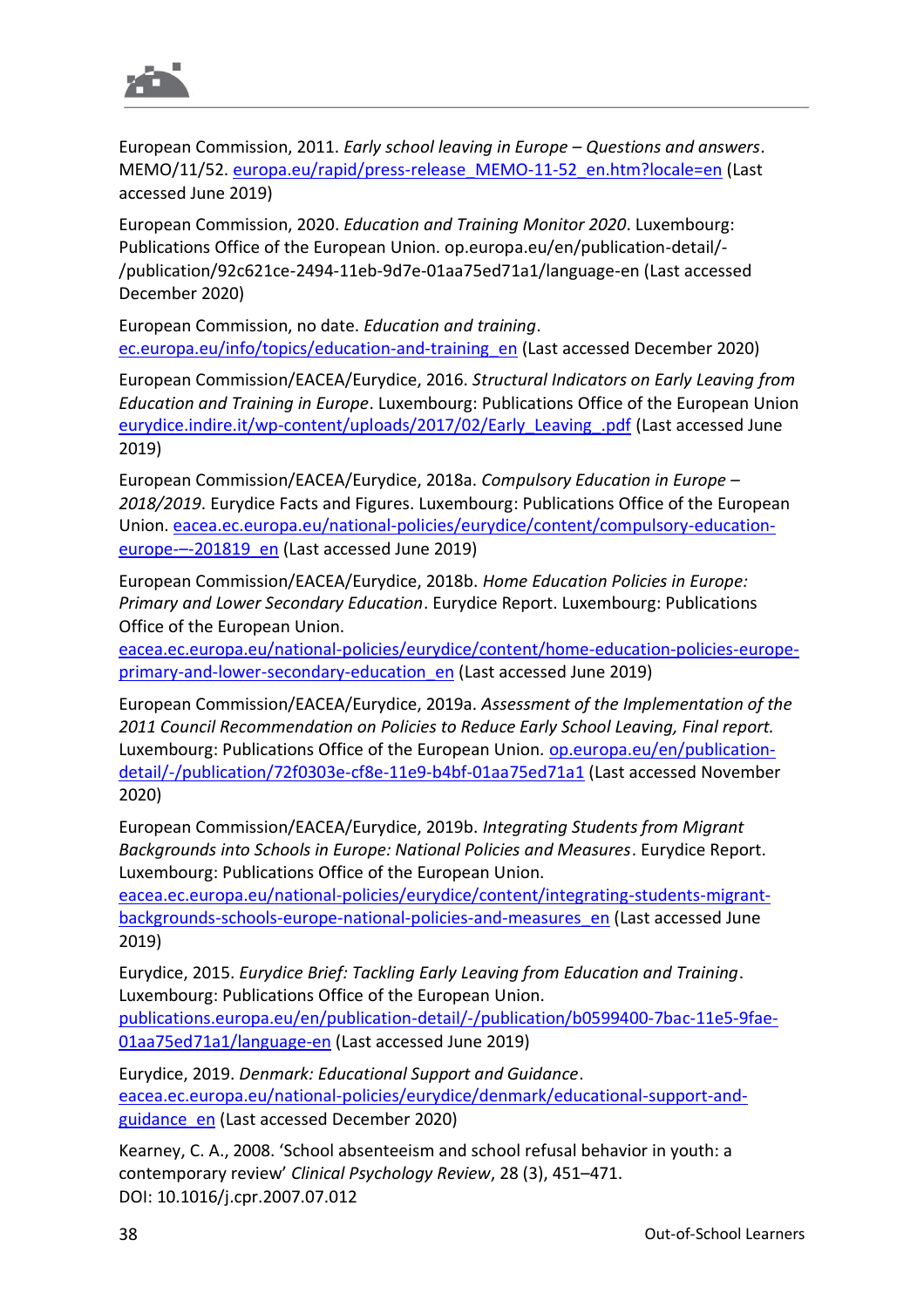European Commission, 2011. *Early school leaving in Europe – Questions and answers*. MEMO/11/52. [europa.eu/rapid/press-release_MEMO-11-52_en.htm?locale=en](europa.eu/rapid/press-release_MEMO-11-52_en.htm?locale=en) (Last accessed June 2019)

European Commission, 2020. *Education and Training Monitor 2020*. Luxembourg: Publications Office of the European Union. op.europa.eu/en/publication-detail/-/publication/92c621ce-2494-11eb-9d7e-01aa75ed71a1/language-en (Last accessed December 2020)

European Commission, no date. *Education and training*. [ec.europa.eu/info/topics/education-and-training_en](ec.europa.eu/info/topics/education-and-training_en) (Last accessed December 2020)

European Commission/EACEA/Eurydice, 2016. *Structural Indicators on Early Leaving from Education and Training in Europe*. Luxembourg: Publications Office of the European Union [eurydice.indire.it/wp-content/uploads/2017/02/Early_Leaving_.pdf](eurydice.indire.it/wp-content/uploads/2017/02/Early_Leaving_.pdf) (Last accessed June 2019)

European Commission/EACEA/Eurydice, 2018a. *Compulsory Education in Europe – 2018/2019*. Eurydice Facts and Figures. Luxembourg: Publications Office of the European Union. [eacea.ec.europa.eu/national-policies/eurydice/content/compulsory-education-europe-–-201819_en](eacea.ec.europa.eu/national-policies/eurydice/content/compulsory-education-europe-–-201819_en) (Last accessed June 2019)

European Commission/EACEA/Eurydice, 2018b. *Home Education Policies in Europe: Primary and Lower Secondary Education*. Eurydice Report. Luxembourg: Publications Office of the European Union. [eacea.ec.europa.eu/national-policies/eurydice/content/home-education-policies-europe-primary-and-lower-secondary-education_en](eacea.ec.europa.eu/national-policies/eurydice/content/home-education-policies-europe-primary-and-lower-secondary-education_en) (Last accessed June 2019)

European Commission/EACEA/Eurydice, 2019a. *Assessment of the Implementation of the 2011 Council Recommendation on Policies to Reduce Early School Leaving, Final report.* Luxembourg: Publications Office of the European Union. [op.europa.eu/en/publication-detail/-/publication/72f0303e-cf8e-11e9-b4bf-01aa75ed71a1](op.europa.eu/en/publication-detail/-/publication/72f0303e-cf8e-11e9-b4bf-01aa75ed71a1) (Last accessed November 2020)

European Commission/EACEA/Eurydice, 2019b. *Integrating Students from Migrant Backgrounds into Schools in Europe: National Policies and Measures*. Eurydice Report. Luxembourg: Publications Office of the European Union. [eacea.ec.europa.eu/national-policies/eurydice/content/integrating-students-migrant-backgrounds-schools-europe-national-policies-and-measures_en](eacea.ec.europa.eu/national-policies/eurydice/content/integrating-students-migrant-backgrounds-schools-europe-national-policies-and-measures_en) (Last accessed June 2019)

Eurydice, 2015. *Eurydice Brief: Tackling Early Leaving from Education and Training*. Luxembourg: Publications Office of the European Union. [publications.europa.eu/en/publication-detail/-/publication/b0599400-7bac-11e5-9fae-01aa75ed71a1/language-en](publications.europa.eu/en/publication-detail/-/publication/b0599400-7bac-11e5-9fae-01aa75ed71a1/language-en) (Last accessed June 2019)

Eurydice, 2019. *Denmark: Educational Support and Guidance*. [eacea.ec.europa.eu/national-policies/eurydice/denmark/educational-support-and-guidance_en](eacea.ec.europa.eu/national-policies/eurydice/denmark/educational-support-and-guidance_en) (Last accessed December 2020)

Kearney, C. A., 2008. 'School absenteeism and school refusal behavior in youth: a contemporary review' *Clinical Psychology Review*, 28 (3), 451–471. DOI: 10.1016/j.cpr.2007.07.012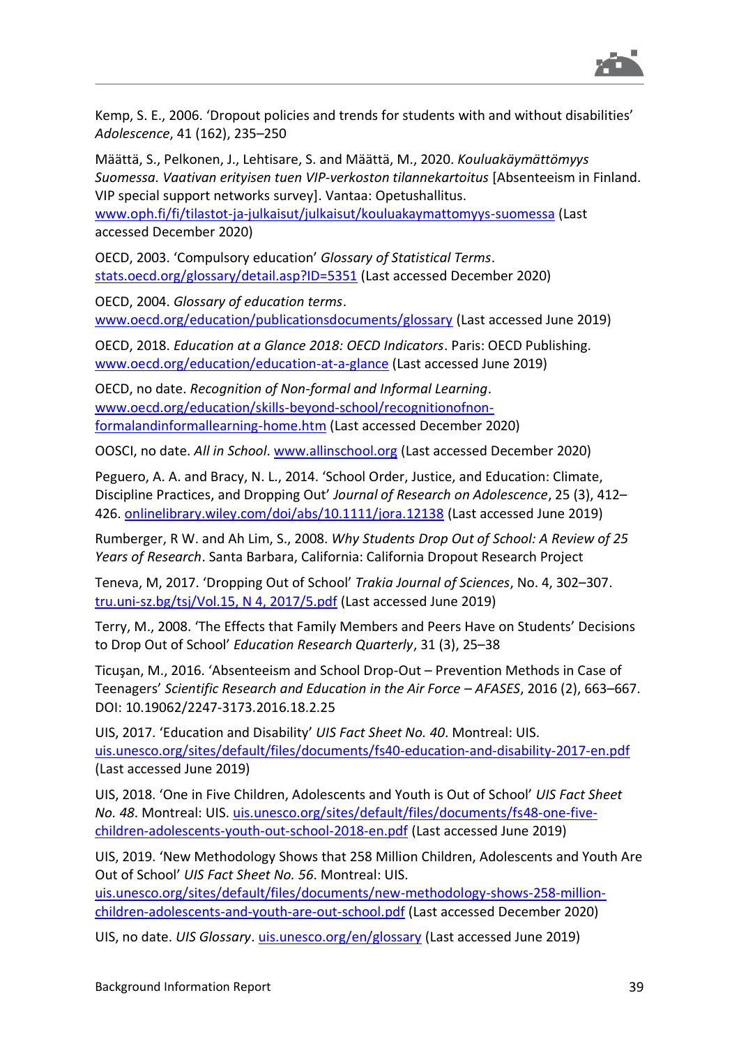Kemp, S. E., 2006. 'Dropout policies and trends for students with and without disabilities' *Adolescence*, 41 (162), 235–250

Määttä, S., Pelkonen, J., Lehtisare, S. and Määttä, M., 2020. *Kouluakäymättömyys Suomessa. Vaativan erityisen tuen VIP-verkoston tilannekartoitus* [Absenteeism in Finland. VIP special support networks survey]. Vantaa: Opetushallitus. www.oph.fi/fi/tilastot-ja-julkaisut/julkaisut/kouluakaymattomyys-suomessa (Last accessed December 2020)

OECD, 2003. 'Compulsory education' *Glossary of Statistical Terms*. stats.oecd.org/glossary/detail.asp?ID=5351 (Last accessed December 2020)

OECD, 2004. *Glossary of education terms*. www.oecd.org/education/publicationsdocuments/glossary (Last accessed June 2019)

OECD, 2018. *Education at a Glance 2018: OECD Indicators*. Paris: OECD Publishing. www.oecd.org/education/education-at-a-glance (Last accessed June 2019)

OECD, no date. *Recognition of Non-formal and Informal Learning*. www.oecd.org/education/skills-beyond-school/recognitionofnon-formalandinformallearning-home.htm (Last accessed December 2020)

OOSCI, no date. *All in School*. www.allinschool.org (Last accessed December 2020)

Peguero, A. A. and Bracy, N. L., 2014. 'School Order, Justice, and Education: Climate, Discipline Practices, and Dropping Out' *Journal of Research on Adolescence*, 25 (3), 412–426. onlinelibrary.wiley.com/doi/abs/10.1111/jora.12138 (Last accessed June 2019)

Rumberger, R W. and Ah Lim, S., 2008. *Why Students Drop Out of School: A Review of 25 Years of Research*. Santa Barbara, California: California Dropout Research Project

Teneva, M, 2017. 'Dropping Out of School' *Trakia Journal of Sciences*, No. 4, 302–307. tru.uni-sz.bg/tsj/Vol.15, N 4, 2017/5.pdf (Last accessed June 2019)

Terry, M., 2008. 'The Effects that Family Members and Peers Have on Students' Decisions to Drop Out of School' *Education Research Quarterly*, 31 (3), 25–38

Ticuşan, M., 2016. 'Absenteeism and School Drop-Out – Prevention Methods in Case of Teenagers' *Scientific Research and Education in the Air Force – AFASES*, 2016 (2), 663–667. DOI: 10.19062/2247-3173.2016.18.2.25

UIS, 2017. 'Education and Disability' *UIS Fact Sheet No. 40*. Montreal: UIS. uis.unesco.org/sites/default/files/documents/fs40-education-and-disability-2017-en.pdf (Last accessed June 2019)

UIS, 2018. 'One in Five Children, Adolescents and Youth is Out of School' *UIS Fact Sheet No. 48*. Montreal: UIS. uis.unesco.org/sites/default/files/documents/fs48-one-five-children-adolescents-youth-out-school-2018-en.pdf (Last accessed June 2019)

UIS, 2019. 'New Methodology Shows that 258 Million Children, Adolescents and Youth Are Out of School' *UIS Fact Sheet No. 56*. Montreal: UIS. uis.unesco.org/sites/default/files/documents/new-methodology-shows-258-million-children-adolescents-and-youth-are-out-school.pdf (Last accessed December 2020)

UIS, no date. *UIS Glossary*. uis.unesco.org/en/glossary (Last accessed June 2019)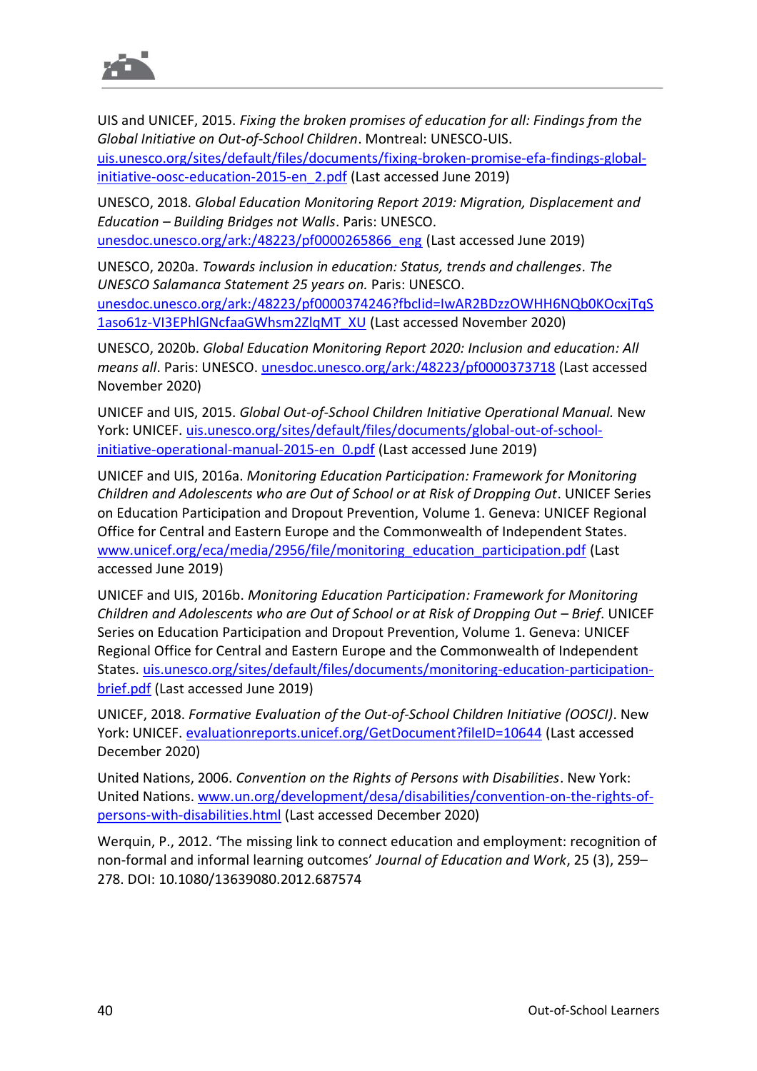UIS and UNICEF, 2015. *Fixing the broken promises of education for all: Findings from the Global Initiative on Out-of-School Children*. Montreal: UNESCO-UIS. [uis.unesco.org/sites/default/files/documents/fixing-broken-promise-efa-findings-global-initiative-oosc-education-2015-en_2.pdf](uis.unesco.org/sites/default/files/documents/fixing-broken-promise-efa-findings-global-initiative-oosc-education-2015-en_2.pdf) (Last accessed June 2019)

UNESCO, 2018. *Global Education Monitoring Report 2019: Migration, Displacement and Education – Building Bridges not Walls*. Paris: UNESCO. [unesdoc.unesco.org/ark:/48223/pf0000265866_eng](unesdoc.unesco.org/ark:/48223/pf0000265866_eng) (Last accessed June 2019)

UNESCO, 2020a. *Towards inclusion in education: Status, trends and challenges. The UNESCO Salamanca Statement 25 years on.* Paris: UNESCO. [unesdoc.unesco.org/ark:/48223/pf0000374246?fbclid=IwAR2BDzzOWHH6NQb0KOcxjTqS1aso61z-VI3EPhlGNcfaaGWhsm2ZlqMT_XU](unesdoc.unesco.org/ark:/48223/pf0000374246?fbclid=IwAR2BDzzOWHH6NQb0KOcxjTqS1aso61z-VI3EPhlGNcfaaGWhsm2ZlqMT_XU) (Last accessed November 2020)

UNESCO, 2020b. *Global Education Monitoring Report 2020: Inclusion and education: All means all*. Paris: UNESCO. [unesdoc.unesco.org/ark:/48223/pf0000373718](unesdoc.unesco.org/ark:/48223/pf0000373718) (Last accessed November 2020)

UNICEF and UIS, 2015. *Global Out-of-School Children Initiative Operational Manual.* New York: UNICEF. [uis.unesco.org/sites/default/files/documents/global-out-of-school-initiative-operational-manual-2015-en_0.pdf](uis.unesco.org/sites/default/files/documents/global-out-of-school-initiative-operational-manual-2015-en_0.pdf) (Last accessed June 2019)

UNICEF and UIS, 2016a. *Monitoring Education Participation: Framework for Monitoring Children and Adolescents who are Out of School or at Risk of Dropping Out*. UNICEF Series on Education Participation and Dropout Prevention, Volume 1. Geneva: UNICEF Regional Office for Central and Eastern Europe and the Commonwealth of Independent States. [www.unicef.org/eca/media/2956/file/monitoring_education_participation.pdf](www.unicef.org/eca/media/2956/file/monitoring_education_participation.pdf) (Last accessed June 2019)

UNICEF and UIS, 2016b. *Monitoring Education Participation: Framework for Monitoring Children and Adolescents who are Out of School or at Risk of Dropping Out – Brief*. UNICEF Series on Education Participation and Dropout Prevention, Volume 1. Geneva: UNICEF Regional Office for Central and Eastern Europe and the Commonwealth of Independent States. [uis.unesco.org/sites/default/files/documents/monitoring-education-participation-brief.pdf](uis.unesco.org/sites/default/files/documents/monitoring-education-participation-brief.pdf) (Last accessed June 2019)

UNICEF, 2018. *Formative Evaluation of the Out-of-School Children Initiative (OOSCI)*. New York: UNICEF. [evaluationreports.unicef.org/GetDocument?fileID=10644](evaluationreports.unicef.org/GetDocument?fileID=10644) (Last accessed December 2020)

United Nations, 2006. *Convention on the Rights of Persons with Disabilities*. New York: United Nations. [www.un.org/development/desa/disabilities/convention-on-the-rights-of-persons-with-disabilities.html](www.un.org/development/desa/disabilities/convention-on-the-rights-of-persons-with-disabilities.html) (Last accessed December 2020)

Werquin, P., 2012. 'The missing link to connect education and employment: recognition of non-formal and informal learning outcomes' *Journal of Education and Work*, 25 (3), 259–278. DOI: 10.1080/13639080.2012.687574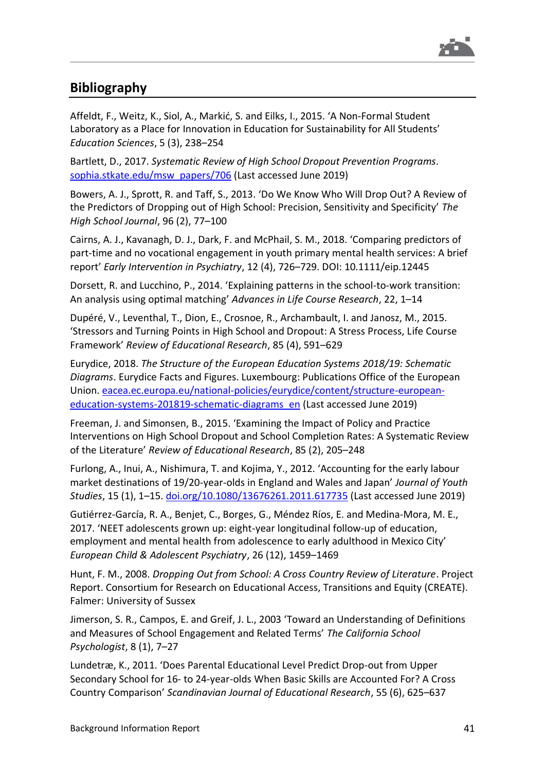## Bibliography

Affeldt, F., Weitz, K., Siol, A., Markić, S. and Eilks, I., 2015. 'A Non-Formal Student Laboratory as a Place for Innovation in Education for Sustainability for All Students' *Education Sciences*, 5 (3), 238–254

Bartlett, D., 2017. *Systematic Review of High School Dropout Prevention Programs*. [sophia.stkate.edu/msw_papers/706](sophia.stkate.edu/msw_papers/706) (Last accessed June 2019)

Bowers, A. J., Sprott, R. and Taff, S., 2013. 'Do We Know Who Will Drop Out? A Review of the Predictors of Dropping out of High School: Precision, Sensitivity and Specificity' *The High School Journal*, 96 (2), 77–100

Cairns, A. J., Kavanagh, D. J., Dark, F. and McPhail, S. M., 2018. 'Comparing predictors of part-time and no vocational engagement in youth primary mental health services: A brief report' *Early Intervention in Psychiatry*, 12 (4), 726–729. DOI: 10.1111/eip.12445

Dorsett, R. and Lucchino, P., 2014. 'Explaining patterns in the school-to-work transition: An analysis using optimal matching' *Advances in Life Course Research*, 22, 1–14

Dupéré, V., Leventhal, T., Dion, E., Crosnoe, R., Archambault, I. and Janosz, M., 2015. 'Stressors and Turning Points in High School and Dropout: A Stress Process, Life Course Framework' *Review of Educational Research*, 85 (4), 591–629

Eurydice, 2018. *The Structure of the European Education Systems 2018/19: Schematic Diagrams*. Eurydice Facts and Figures. Luxembourg: Publications Office of the European Union. [eacea.ec.europa.eu/national-policies/eurydice/content/structure-european-education-systems-201819-schematic-diagrams_en](eacea.ec.europa.eu/national-policies/eurydice/content/structure-european-education-systems-201819-schematic-diagrams_en) (Last accessed June 2019)

Freeman, J. and Simonsen, B., 2015. 'Examining the Impact of Policy and Practice Interventions on High School Dropout and School Completion Rates: A Systematic Review of the Literature' *Review of Educational Research*, 85 (2), 205–248

Furlong, A., Inui, A., Nishimura, T. and Kojima, Y., 2012. 'Accounting for the early labour market destinations of 19/20-year-olds in England and Wales and Japan' *Journal of Youth Studies*, 15 (1), 1–15. [doi.org/10.1080/13676261.2011.617735](doi.org/10.1080/13676261.2011.617735) (Last accessed June 2019)

Gutiérrez-García, R. A., Benjet, C., Borges, G., Méndez Ríos, E. and Medina-Mora, M. E., 2017. 'NEET adolescents grown up: eight-year longitudinal follow-up of education, employment and mental health from adolescence to early adulthood in Mexico City' *European Child & Adolescent Psychiatry*, 26 (12), 1459–1469

Hunt, F. M., 2008. *Dropping Out from School: A Cross Country Review of Literature*. Project Report. Consortium for Research on Educational Access, Transitions and Equity (CREATE). Falmer: University of Sussex

Jimerson, S. R., Campos, E. and Greif, J. L., 2003 'Toward an Understanding of Definitions and Measures of School Engagement and Related Terms' *The California School Psychologist*, 8 (1), 7–27

Lundetræ, K., 2011. 'Does Parental Educational Level Predict Drop-out from Upper Secondary School for 16- to 24-year-olds When Basic Skills are Accounted For? A Cross Country Comparison' *Scandinavian Journal of Educational Research*, 55 (6), 625–637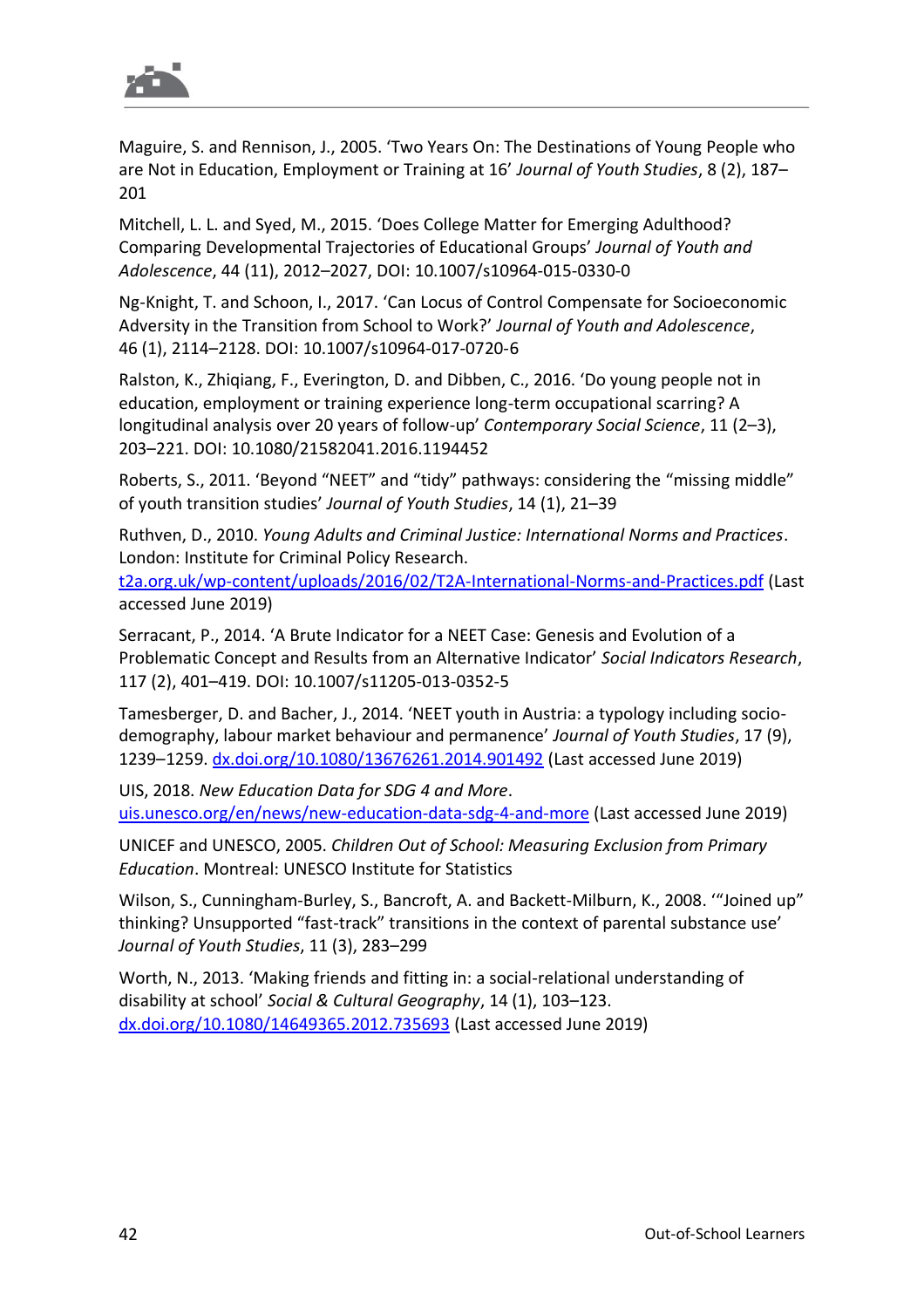Maguire, S. and Rennison, J., 2005. ‘Two Years On: The Destinations of Young People who are Not in Education, Employment or Training at 16’ *Journal of Youth Studies*, 8 (2), 187–201

Mitchell, L. L. and Syed, M., 2015. ‘Does College Matter for Emerging Adulthood? Comparing Developmental Trajectories of Educational Groups’ *Journal of Youth and Adolescence*, 44 (11), 2012–2027, DOI: 10.1007/s10964-015-0330-0

Ng-Knight, T. and Schoon, I., 2017. ‘Can Locus of Control Compensate for Socioeconomic Adversity in the Transition from School to Work?’ *Journal of Youth and Adolescence*, 46 (1), 2114–2128. DOI: 10.1007/s10964-017-0720-6

Ralston, K., Zhiqiang, F., Everington, D. and Dibben, C., 2016. ‘Do young people not in education, employment or training experience long-term occupational scarring? A longitudinal analysis over 20 years of follow-up’ *Contemporary Social Science*, 11 (2–3), 203–221. DOI: 10.1080/21582041.2016.1194452

Roberts, S., 2011. ‘Beyond “NEET” and “tidy” pathways: considering the “missing middle” of youth transition studies’ *Journal of Youth Studies*, 14 (1), 21–39

Ruthven, D., 2010. *Young Adults and Criminal Justice: International Norms and Practices*. London: Institute for Criminal Policy Research. [t2a.org.uk/wp-content/uploads/2016/02/T2A-International-Norms-and-Practices.pdf](t2a.org.uk/wp-content/uploads/2016/02/T2A-International-Norms-and-Practices.pdf) (Last accessed June 2019)

Serracant, P., 2014. ‘A Brute Indicator for a NEET Case: Genesis and Evolution of a Problematic Concept and Results from an Alternative Indicator’ *Social Indicators Research*, 117 (2), 401–419. DOI: 10.1007/s11205-013-0352-5

Tamesberger, D. and Bacher, J., 2014. ‘NEET youth in Austria: a typology including socio-demography, labour market behaviour and permanence’ *Journal of Youth Studies*, 17 (9), 1239–1259. [dx.doi.org/10.1080/13676261.2014.901492](dx.doi.org/10.1080/13676261.2014.901492) (Last accessed June 2019)

UIS, 2018. *New Education Data for SDG 4 and More*. [uis.unesco.org/en/news/new-education-data-sdg-4-and-more](uis.unesco.org/en/news/new-education-data-sdg-4-and-more) (Last accessed June 2019)

UNICEF and UNESCO, 2005. *Children Out of School: Measuring Exclusion from Primary Education*. Montreal: UNESCO Institute for Statistics

Wilson, S., Cunningham-Burley, S., Bancroft, A. and Backett-Milburn, K., 2008. ‘“Joined up” thinking? Unsupported “fast-track” transitions in the context of parental substance use’ *Journal of Youth Studies*, 11 (3), 283–299

Worth, N., 2013. ‘Making friends and fitting in: a social-relational understanding of disability at school’ *Social & Cultural Geography*, 14 (1), 103–123. [dx.doi.org/10.1080/14649365.2012.735693](dx.doi.org/10.1080/14649365.2012.735693) (Last accessed June 2019)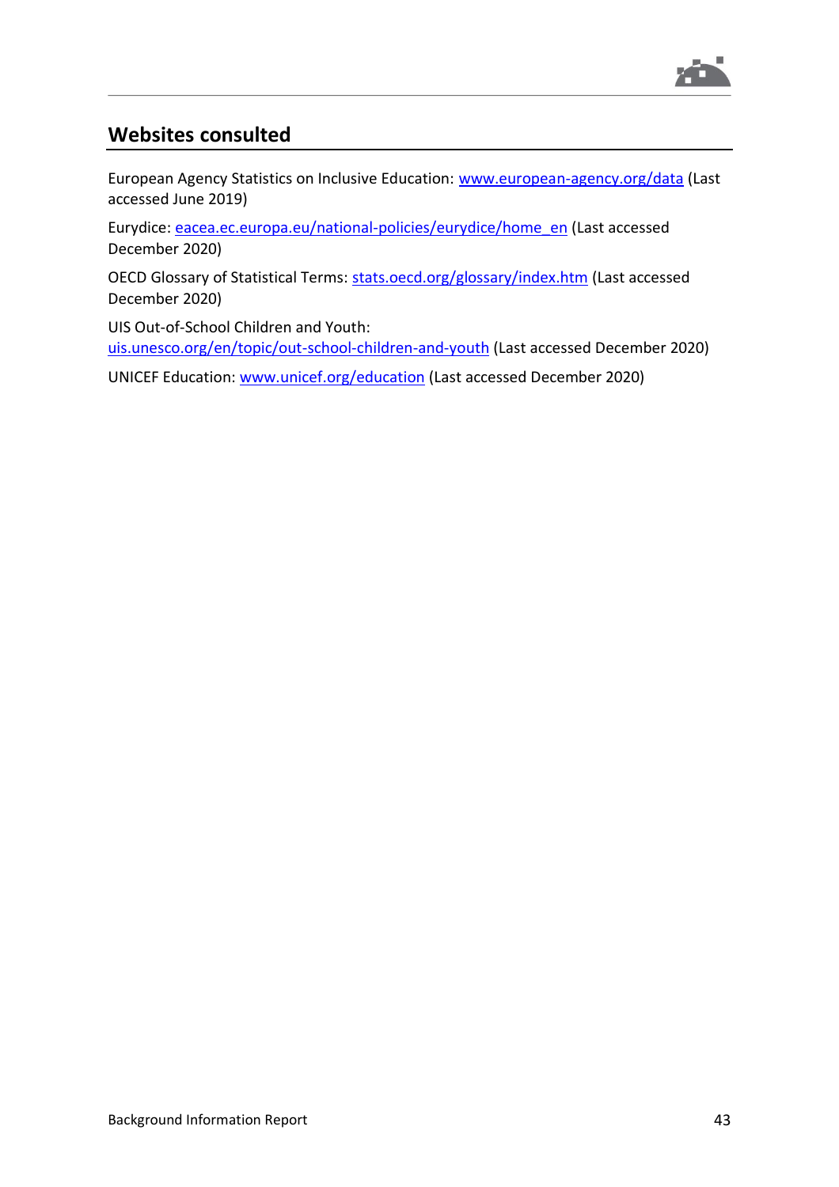## Websites consulted

European Agency Statistics on Inclusive Education: www.european-agency.org/data (Last accessed June 2019)

Eurydice: eacea.ec.europa.eu/national-policies/eurydice/home_en (Last accessed December 2020)

OECD Glossary of Statistical Terms: stats.oecd.org/glossary/index.htm (Last accessed December 2020)

UIS Out-of-School Children and Youth: uis.unesco.org/en/topic/out-school-children-and-youth (Last accessed December 2020)

UNICEF Education: www.unicef.org/education (Last accessed December 2020)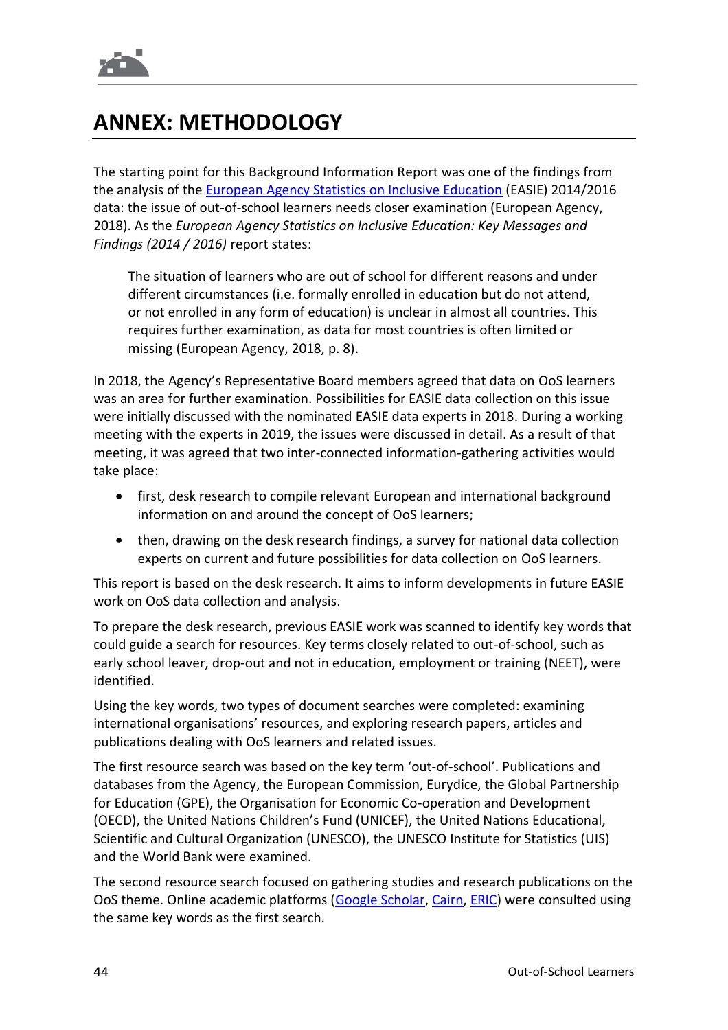# ANNEX: METHODOLOGY

The starting point for this Background Information Report was one of the findings from the analysis of the European Agency Statistics on Inclusive Education (EASIE) 2014/2016 data: the issue of out-of-school learners needs closer examination (European Agency, 2018). As the *European Agency Statistics on Inclusive Education: Key Messages and Findings (2014 / 2016)* report states:

> The situation of learners who are out of school for different reasons and under different circumstances (i.e. formally enrolled in education but do not attend, or not enrolled in any form of education) is unclear in almost all countries. This requires further examination, as data for most countries is often limited or missing (European Agency, 2018, p. 8).

In 2018, the Agency's Representative Board members agreed that data on OoS learners was an area for further examination. Possibilities for EASIE data collection on this issue were initially discussed with the nominated EASIE data experts in 2018. During a working meeting with the experts in 2019, the issues were discussed in detail. As a result of that meeting, it was agreed that two inter-connected information-gathering activities would take place:

- first, desk research to compile relevant European and international background information on and around the concept of OoS learners;
- then, drawing on the desk research findings, a survey for national data collection experts on current and future possibilities for data collection on OoS learners.

This report is based on the desk research. It aims to inform developments in future EASIE work on OoS data collection and analysis.

To prepare the desk research, previous EASIE work was scanned to identify key words that could guide a search for resources. Key terms closely related to out-of-school, such as early school leaver, drop-out and not in education, employment or training (NEET), were identified.

Using the key words, two types of document searches were completed: examining international organisations' resources, and exploring research papers, articles and publications dealing with OoS learners and related issues.

The first resource search was based on the key term 'out-of-school'. Publications and databases from the Agency, the European Commission, Eurydice, the Global Partnership for Education (GPE), the Organisation for Economic Co-operation and Development (OECD), the United Nations Children's Fund (UNICEF), the United Nations Educational, Scientific and Cultural Organization (UNESCO), the UNESCO Institute for Statistics (UIS) and the World Bank were examined.

The second resource search focused on gathering studies and research publications on the OoS theme. Online academic platforms (Google Scholar, Cairn, ERIC) were consulted using the same key words as the first search.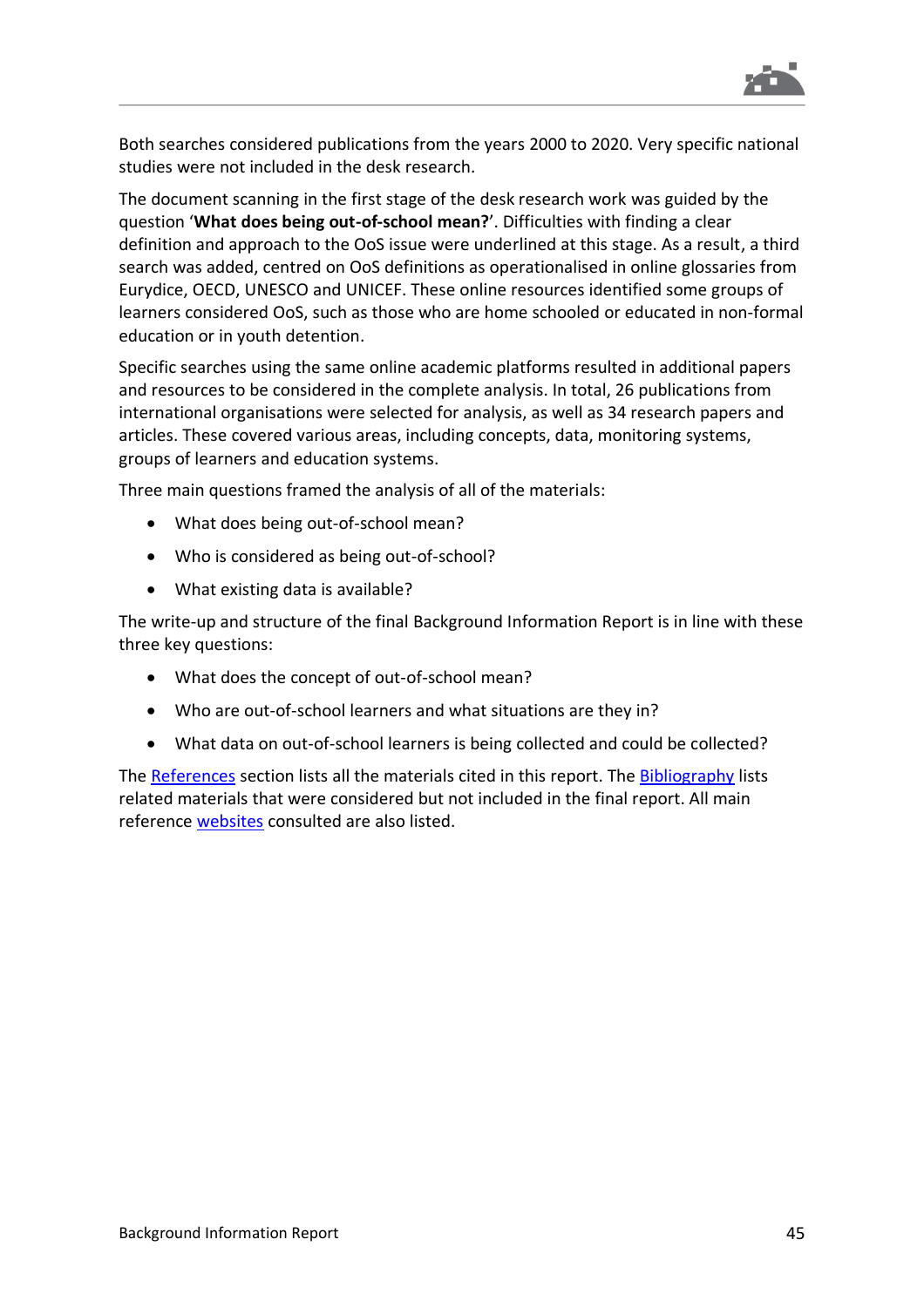Both searches considered publications from the years 2000 to 2020. Very specific national studies were not included in the desk research.

The document scanning in the first stage of the desk research work was guided by the question '**What does being out-of-school mean?**'. Difficulties with finding a clear definition and approach to the OoS issue were underlined at this stage. As a result, a third search was added, centred on OoS definitions as operationalised in online glossaries from Eurydice, OECD, UNESCO and UNICEF. These online resources identified some groups of learners considered OoS, such as those who are home schooled or educated in non-formal education or in youth detention.

Specific searches using the same online academic platforms resulted in additional papers and resources to be considered in the complete analysis. In total, 26 publications from international organisations were selected for analysis, as well as 34 research papers and articles. These covered various areas, including concepts, data, monitoring systems, groups of learners and education systems.

Three main questions framed the analysis of all of the materials:

- What does being out-of-school mean?
- Who is considered as being out-of-school?
- What existing data is available?

The write-up and structure of the final Background Information Report is in line with these three key questions:

- What does the concept of out-of-school mean?
- Who are out-of-school learners and what situations are they in?
- What data on out-of-school learners is being collected and could be collected?

The References section lists all the materials cited in this report. The Bibliography lists related materials that were considered but not included in the final report. All main reference websites consulted are also listed.